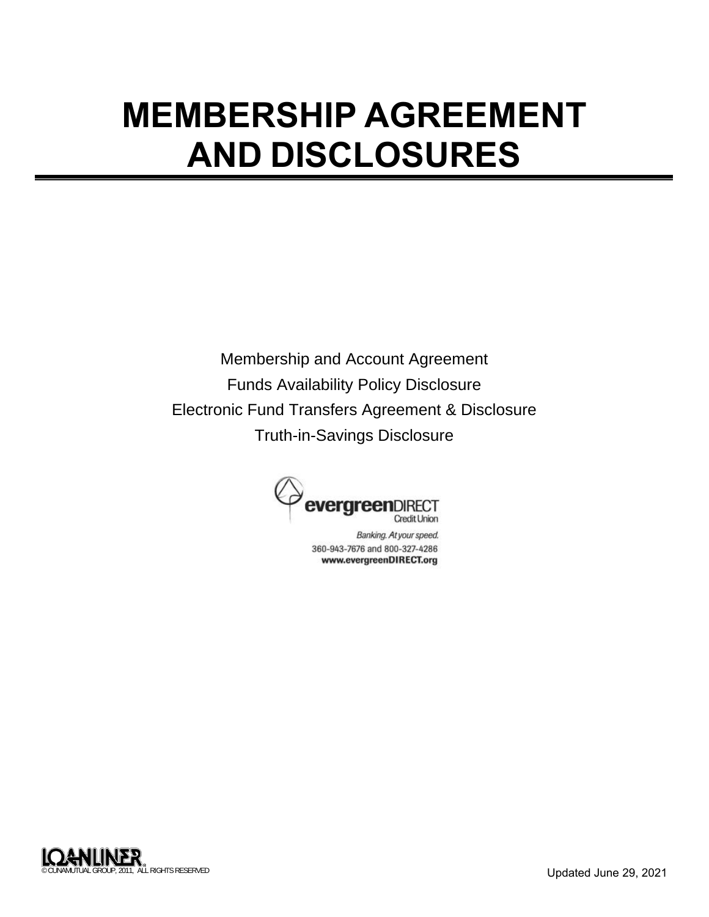# MEMBERSHIP AGREEMENT AND DISCLOSURES

Membership and Account Agreement

Funds Availability Policy Disclosure

Electronic Fund Transfers Agreement & Disclosure

Truth-in-Savings Disclosure

evergreenDIRECT Credit Union

*Banking. At your speed.*

360-943-7676 and 800-327-4286

**www.evergreenDIRECT.org**

LOANLINER®

© CUNAMUTUAL GROUP, 2011, ALL RIGHTS RESERVED

Updated June 29, 2021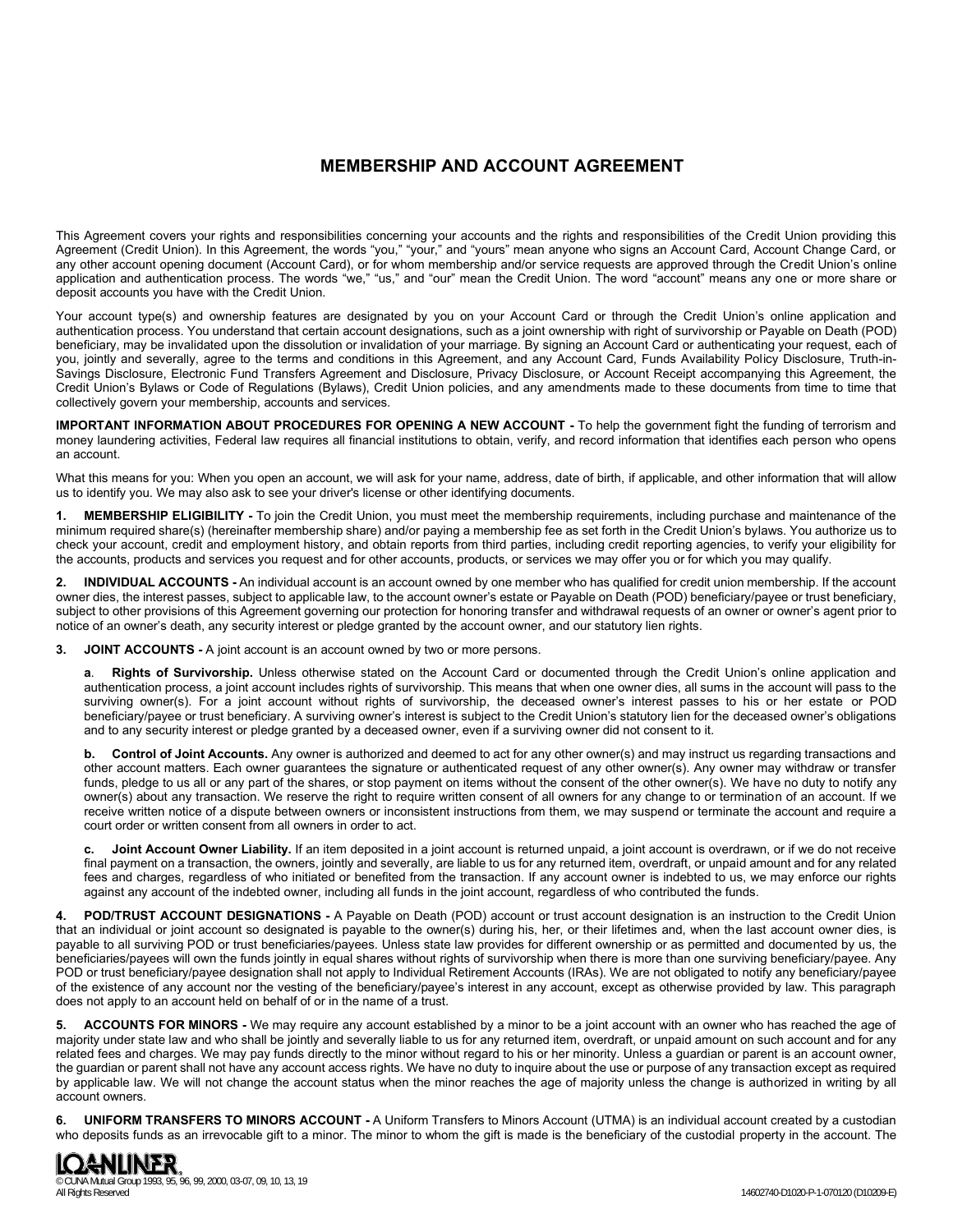# MEMBERSHIP AND ACCOUNT AGREEMENT

This Agreement covers your rights and responsibilities concerning your accounts and the rights and responsibilities of the Credit Union providing this Agreement (Credit Union). In this Agreement, the words "you," "your," and "yours" mean anyone who signs an Account Card, Account Change Card, or any other account opening document (Account Card), or for whom membership and/or service requests are approved through the Credit Union's online application and authentication process. The words "we," "us," and "our" mean the Credit Union. The word "account" means any one or more share or deposit accounts you have with the Credit Union.

Your account type(s) and ownership features are designated by you on your Account Card or through the Credit Union's online application and authentication process. You understand that certain account designations, such as a joint ownership with right of survivorship or Payable on Death (POD) beneficiary, may be invalidated upon the dissolution or invalidation of your marriage. By signing an Account Card or authenticating your request, each of you, jointly and severally, agree to the terms and conditions in this Agreement, and any Account Card, Funds Availability Policy Disclosure, Truth-in-Savings Disclosure, Electronic Fund Transfers Agreement and Disclosure, Privacy Disclosure, or Account Receipt accompanying this Agreement, the Credit Union's Bylaws or Code of Regulations (Bylaws), Credit Union policies, and any amendments made to these documents from time to time that collectively govern your membership, accounts and services.

**IMPORTANT INFORMATION ABOUT PROCEDURES FOR OPENING A NEW ACCOUNT -** To help the government fight the funding of terrorism and money laundering activities, Federal law requires all financial institutions to obtain, verify, and record information that identifies each person who opens an account.

What this means for you: When you open an account, we will ask for your name, address, date of birth, if applicable, and other information that will allow us to identify you. We may also ask to see your driver's license or other identifying documents.

**1. MEMBERSHIP ELIGIBILITY -** To join the Credit Union, you must meet the membership requirements, including purchase and maintenance of the minimum required share(s) (hereinafter membership share) and/or paying a membership fee as set forth in the Credit Union's bylaws. You authorize us to check your account, credit and employment history, and obtain reports from third parties, including credit reporting agencies, to verify your eligibility for the accounts, products and services you request and for other accounts, products, or services we may offer you or for which you may qualify.

**2. INDIVIDUAL ACCOUNTS -** An individual account is an account owned by one member who has qualified for credit union membership. If the account owner dies, the interest passes, subject to applicable law, to the account owner's estate or Payable on Death (POD) beneficiary/payee or trust beneficiary, subject to other provisions of this Agreement governing our protection for honoring transfer and withdrawal requests of an owner or owner's agent prior to notice of an owner's death, any security interest or pledge granted by the account owner, and our statutory lien rights.

**3. JOINT ACCOUNTS -** A joint account is an account owned by two or more persons.

**a. Rights of Survivorship.** Unless otherwise stated on the Account Card or documented through the Credit Union's online application and authentication process, a joint account includes rights of survivorship. This means that when one owner dies, all sums in the account will pass to the surviving owner(s). For a joint account without rights of survivorship, the deceased owner's interest passes to his or her estate or POD beneficiary/payee or trust beneficiary. A surviving owner's interest is subject to the Credit Union's statutory lien for the deceased owner's obligations and to any security interest or pledge granted by a deceased owner, even if a surviving owner did not consent to it.

**b. Control of Joint Accounts.** Any owner is authorized and deemed to act for any other owner(s) and may instruct us regarding transactions and other account matters. Each owner guarantees the signature or authenticated request of any other owner(s). Any owner may withdraw or transfer funds, pledge to us all or any part of the shares, or stop payment on items without the consent of the other owner(s). We have no duty to notify any owner(s) about any transaction. We reserve the right to require written consent of all owners for any change to or termination of an account. If we receive written notice of a dispute between owners or inconsistent instructions from them, we may suspend or terminate the account and require a court order or written consent from all owners in order to act.

**c. Joint Account Owner Liability.** If an item deposited in a joint account is returned unpaid, a joint account is overdrawn, or if we do not receive final payment on a transaction, the owners, jointly and severally, are liable to us for any returned item, overdraft, or unpaid amount and for any related fees and charges, regardless of who initiated or benefited from the transaction. If any account owner is indebted to us, we may enforce our rights against any account of the indebted owner, including all funds in the joint account, regardless of who contributed the funds.

**4. POD/TRUST ACCOUNT DESIGNATIONS -** A Payable on Death (POD) account or trust account designation is an instruction to the Credit Union that an individual or joint account so designated is payable to the owner(s) during his, her, or their lifetimes and, when the last account owner dies, is payable to all surviving POD or trust beneficiaries/payees. Unless state law provides for different ownership or as permitted and documented by us, the beneficiaries/payees will own the funds jointly in equal shares without rights of survivorship when there is more than one surviving beneficiary/payee. Any POD or trust beneficiary/payee designation shall not apply to Individual Retirement Accounts (IRAs). We are not obligated to notify any beneficiary/payee of the existence of any account nor the vesting of the beneficiary/payee's interest in any account, except as otherwise provided by law. This paragraph does not apply to an account held on behalf of or in the name of a trust.

**5. ACCOUNTS FOR MINORS -** We may require any account established by a minor to be a joint account with an owner who has reached the age of majority under state law and who shall be jointly and severally liable to us for any returned item, overdraft, or unpaid amount on such account and for any related fees and charges. We may pay funds directly to the minor without regard to his or her minority. Unless a guardian or parent is an account owner, the guardian or parent shall not have any account access rights. We have no duty to inquire about the use or purpose of any transaction except as required by applicable law. We will not change the account status when the minor reaches the age of majority unless the change is authorized in writing by all account owners.

**6. UNIFORM TRANSFERS TO MINORS ACCOUNT -** A Uniform Transfers to Minors Account (UTMA) is an individual account created by a custodian who deposits funds as an irrevocable gift to a minor. The minor to whom the gift is made is the beneficiary of the custodial property in the account. The

LOANLINER
© CUNA Mutual Group 1993, 95, 96, 99, 2000, 03-07, 09, 10, 13, 19
All Rights Reserved

14602740-D1020-P-1-070120 (D10209-E)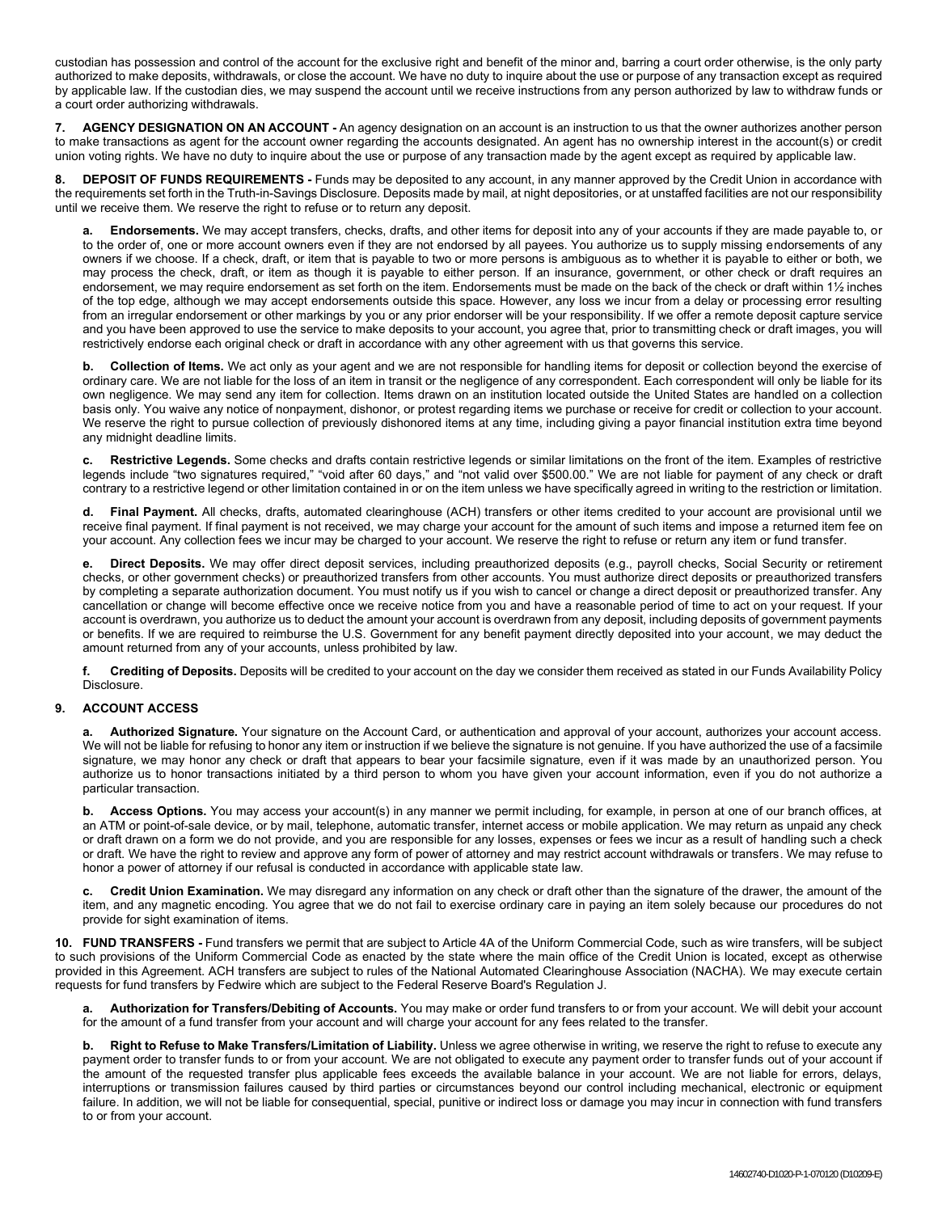custodian has possession and control of the account for the exclusive right and benefit of the minor and, barring a court order otherwise, is the only party authorized to make deposits, withdrawals, or close the account. We have no duty to inquire about the use or purpose of any transaction except as required by applicable law. If the custodian dies, we may suspend the account until we receive instructions from any person authorized by law to withdraw funds or a court order authorizing withdrawals.

**7. AGENCY DESIGNATION ON AN ACCOUNT -** An agency designation on an account is an instruction to us that the owner authorizes another person to make transactions as agent for the account owner regarding the accounts designated. An agent has no ownership interest in the account(s) or credit union voting rights. We have no duty to inquire about the use or purpose of any transaction made by the agent except as required by applicable law.

**8. DEPOSIT OF FUNDS REQUIREMENTS -** Funds may be deposited to any account, in any manner approved by the Credit Union in accordance with the requirements set forth in the Truth-in-Savings Disclosure. Deposits made by mail, at night depositories, or at unstaffed facilities are not our responsibility until we receive them. We reserve the right to refuse or to return any deposit.

**a. Endorsements.** We may accept transfers, checks, drafts, and other items for deposit into any of your accounts if they are made payable to, or to the order of, one or more account owners even if they are not endorsed by all payees. You authorize us to supply missing endorsements of any owners if we choose. If a check, draft, or item that is payable to two or more persons is ambiguous as to whether it is payable to either or both, we may process the check, draft, or item as though it is payable to either person. If an insurance, government, or other check or draft requires an endorsement, we may require endorsement as set forth on the item. Endorsements must be made on the back of the check or draft within 1½ inches of the top edge, although we may accept endorsements outside this space. However, any loss we incur from a delay or processing error resulting from an irregular endorsement or other markings by you or any prior endorser will be your responsibility. If we offer a remote deposit capture service and you have been approved to use the service to make deposits to your account, you agree that, prior to transmitting check or draft images, you will restrictively endorse each original check or draft in accordance with any other agreement with us that governs this service.

**b. Collection of Items.** We act only as your agent and we are not responsible for handling items for deposit or collection beyond the exercise of ordinary care. We are not liable for the loss of an item in transit or the negligence of any correspondent. Each correspondent will only be liable for its own negligence. We may send any item for collection. Items drawn on an institution located outside the United States are handled on a collection basis only. You waive any notice of nonpayment, dishonor, or protest regarding items we purchase or receive for credit or collection to your account. We reserve the right to pursue collection of previously dishonored items at any time, including giving a payor financial institution extra time beyond any midnight deadline limits.

**c. Restrictive Legends.** Some checks and drafts contain restrictive legends or similar limitations on the front of the item. Examples of restrictive legends include "two signatures required," "void after 60 days," and "not valid over $500.00." We are not liable for payment of any check or draft contrary to a restrictive legend or other limitation contained in or on the item unless we have specifically agreed in writing to the restriction or limitation.

**d. Final Payment.** All checks, drafts, automated clearinghouse (ACH) transfers or other items credited to your account are provisional until we receive final payment. If final payment is not received, we may charge your account for the amount of such items and impose a returned item fee on your account. Any collection fees we incur may be charged to your account. We reserve the right to refuse or return any item or fund transfer.

**e. Direct Deposits.** We may offer direct deposit services, including preauthorized deposits (e.g., payroll checks, Social Security or retirement checks, or other government checks) or preauthorized transfers from other accounts. You must authorize direct deposits or preauthorized transfers by completing a separate authorization document. You must notify us if you wish to cancel or change a direct deposit or preauthorized transfer. Any cancellation or change will become effective once we receive notice from you and have a reasonable period of time to act on your request. If your account is overdrawn, you authorize us to deduct the amount your account is overdrawn from any deposit, including deposits of government payments or benefits. If we are required to reimburse the U.S. Government for any benefit payment directly deposited into your account, we may deduct the amount returned from any of your accounts, unless prohibited by law.

**f. Crediting of Deposits.** Deposits will be credited to your account on the day we consider them received as stated in our Funds Availability Policy Disclosure.

**9. ACCOUNT ACCESS**

**a. Authorized Signature.** Your signature on the Account Card, or authentication and approval of your account, authorizes your account access. We will not be liable for refusing to honor any item or instruction if we believe the signature is not genuine. If you have authorized the use of a facsimile signature, we may honor any check or draft that appears to bear your facsimile signature, even if it was made by an unauthorized person. You authorize us to honor transactions initiated by a third person to whom you have given your account information, even if you do not authorize a particular transaction.

**b. Access Options.** You may access your account(s) in any manner we permit including, for example, in person at one of our branch offices, at an ATM or point-of-sale device, or by mail, telephone, automatic transfer, internet access or mobile application. We may return as unpaid any check or draft drawn on a form we do not provide, and you are responsible for any losses, expenses or fees we incur as a result of handling such a check or draft. We have the right to review and approve any form of power of attorney and may restrict account withdrawals or transfers. We may refuse to honor a power of attorney if our refusal is conducted in accordance with applicable state law.

**c. Credit Union Examination.** We may disregard any information on any check or draft other than the signature of the drawer, the amount of the item, and any magnetic encoding. You agree that we do not fail to exercise ordinary care in paying an item solely because our procedures do not provide for sight examination of items.

**10. FUND TRANSFERS -** Fund transfers we permit that are subject to Article 4A of the Uniform Commercial Code, such as wire transfers, will be subject to such provisions of the Uniform Commercial Code as enacted by the state where the main office of the Credit Union is located, except as otherwise provided in this Agreement. ACH transfers are subject to rules of the National Automated Clearinghouse Association (NACHA). We may execute certain requests for fund transfers by Fedwire which are subject to the Federal Reserve Board's Regulation J.

**a. Authorization for Transfers/Debiting of Accounts.** You may make or order fund transfers to or from your account. We will debit your account for the amount of a fund transfer from your account and will charge your account for any fees related to the transfer.

**b. Right to Refuse to Make Transfers/Limitation of Liability.** Unless we agree otherwise in writing, we reserve the right to refuse to execute any payment order to transfer funds to or from your account. We are not obligated to execute any payment order to transfer funds out of your account if the amount of the requested transfer plus applicable fees exceeds the available balance in your account. We are not liable for errors, delays, interruptions or transmission failures caused by third parties or circumstances beyond our control including mechanical, electronic or equipment failure. In addition, we will not be liable for consequential, special, punitive or indirect loss or damage you may incur in connection with fund transfers to or from your account.

14602740-D1020-P-1-070120 (D10209-E)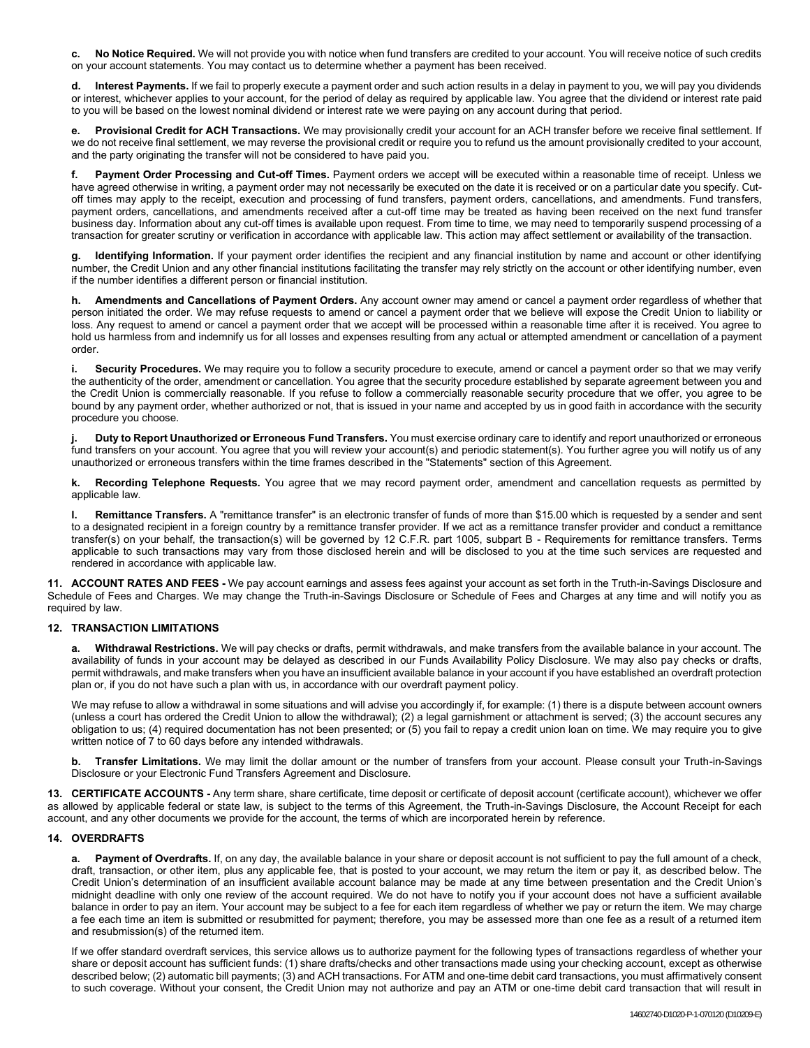**c. No Notice Required.** We will not provide you with notice when fund transfers are credited to your account. You will receive notice of such credits on your account statements. You may contact us to determine whether a payment has been received.

**d. Interest Payments.** If we fail to properly execute a payment order and such action results in a delay in payment to you, we will pay you dividends or interest, whichever applies to your account, for the period of delay as required by applicable law. You agree that the dividend or interest rate paid to you will be based on the lowest nominal dividend or interest rate we were paying on any account during that period.

**e. Provisional Credit for ACH Transactions.** We may provisionally credit your account for an ACH transfer before we receive final settlement. If we do not receive final settlement, we may reverse the provisional credit or require you to refund us the amount provisionally credited to your account, and the party originating the transfer will not be considered to have paid you.

**f. Payment Order Processing and Cut-off Times.** Payment orders we accept will be executed within a reasonable time of receipt. Unless we have agreed otherwise in writing, a payment order may not necessarily be executed on the date it is received or on a particular date you specify. Cut-off times may apply to the receipt, execution and processing of fund transfers, payment orders, cancellations, and amendments. Fund transfers, payment orders, cancellations, and amendments received after a cut-off time may be treated as having been received on the next fund transfer business day. Information about any cut-off times is available upon request. From time to time, we may need to temporarily suspend processing of a transaction for greater scrutiny or verification in accordance with applicable law. This action may affect settlement or availability of the transaction.

**g. Identifying Information.** If your payment order identifies the recipient and any financial institution by name and account or other identifying number, the Credit Union and any other financial institutions facilitating the transfer may rely strictly on the account or other identifying number, even if the number identifies a different person or financial institution.

**h. Amendments and Cancellations of Payment Orders.** Any account owner may amend or cancel a payment order regardless of whether that person initiated the order. We may refuse requests to amend or cancel a payment order that we believe will expose the Credit Union to liability or loss. Any request to amend or cancel a payment order that we accept will be processed within a reasonable time after it is received. You agree to hold us harmless from and indemnify us for all losses and expenses resulting from any actual or attempted amendment or cancellation of a payment order.

**i. Security Procedures.** We may require you to follow a security procedure to execute, amend or cancel a payment order so that we may verify the authenticity of the order, amendment or cancellation. You agree that the security procedure established by separate agreement between you and the Credit Union is commercially reasonable. If you refuse to follow a commercially reasonable security procedure that we offer, you agree to be bound by any payment order, whether authorized or not, that is issued in your name and accepted by us in good faith in accordance with the security procedure you choose.

**j. Duty to Report Unauthorized or Erroneous Fund Transfers.** You must exercise ordinary care to identify and report unauthorized or erroneous fund transfers on your account. You agree that you will review your account(s) and periodic statement(s). You further agree you will notify us of any unauthorized or erroneous transfers within the time frames described in the "Statements" section of this Agreement.

**k. Recording Telephone Requests.** You agree that we may record payment order, amendment and cancellation requests as permitted by applicable law.

**l. Remittance Transfers.** A "remittance transfer" is an electronic transfer of funds of more than $15.00 which is requested by a sender and sent to a designated recipient in a foreign country by a remittance transfer provider. If we act as a remittance transfer provider and conduct a remittance transfer(s) on your behalf, the transaction(s) will be governed by 12 C.F.R. part 1005, subpart B - Requirements for remittance transfers. Terms applicable to such transactions may vary from those disclosed herein and will be disclosed to you at the time such services are requested and rendered in accordance with applicable law.

**11. ACCOUNT RATES AND FEES -** We pay account earnings and assess fees against your account as set forth in the Truth-in-Savings Disclosure and Schedule of Fees and Charges. We may change the Truth-in-Savings Disclosure or Schedule of Fees and Charges at any time and will notify you as required by law.

**12. TRANSACTION LIMITATIONS**

**a. Withdrawal Restrictions.** We will pay checks or drafts, permit withdrawals, and make transfers from the available balance in your account. The availability of funds in your account may be delayed as described in our Funds Availability Policy Disclosure. We may also pay checks or drafts, permit withdrawals, and make transfers when you have an insufficient available balance in your account if you have established an overdraft protection plan or, if you do not have such a plan with us, in accordance with our overdraft payment policy.

We may refuse to allow a withdrawal in some situations and will advise you accordingly if, for example: (1) there is a dispute between account owners (unless a court has ordered the Credit Union to allow the withdrawal); (2) a legal garnishment or attachment is served; (3) the account secures any obligation to us; (4) required documentation has not been presented; or (5) you fail to repay a credit union loan on time. We may require you to give written notice of 7 to 60 days before any intended withdrawals.

**b. Transfer Limitations.** We may limit the dollar amount or the number of transfers from your account. Please consult your Truth-in-Savings Disclosure or your Electronic Fund Transfers Agreement and Disclosure.

**13. CERTIFICATE ACCOUNTS -** Any term share, share certificate, time deposit or certificate of deposit account (certificate account), whichever we offer as allowed by applicable federal or state law, is subject to the terms of this Agreement, the Truth-in-Savings Disclosure, the Account Receipt for each account, and any other documents we provide for the account, the terms of which are incorporated herein by reference.

**14. OVERDRAFTS**

**a. Payment of Overdrafts.** If, on any day, the available balance in your share or deposit account is not sufficient to pay the full amount of a check, draft, transaction, or other item, plus any applicable fee, that is posted to your account, we may return the item or pay it, as described below. The Credit Union's determination of an insufficient available account balance may be made at any time between presentation and the Credit Union's midnight deadline with only one review of the account required. We do not have to notify you if your account does not have a sufficient available balance in order to pay an item. Your account may be subject to a fee for each item regardless of whether we pay or return the item. We may charge a fee each time an item is submitted or resubmitted for payment; therefore, you may be assessed more than one fee as a result of a returned item and resubmission(s) of the returned item.

If we offer standard overdraft services, this service allows us to authorize payment for the following types of transactions regardless of whether your share or deposit account has sufficient funds: (1) share drafts/checks and other transactions made using your checking account, except as otherwise described below; (2) automatic bill payments; (3) and ACH transactions. For ATM and one-time debit card transactions, you must affirmatively consent to such coverage. Without your consent, the Credit Union may not authorize and pay an ATM or one-time debit card transaction that will result in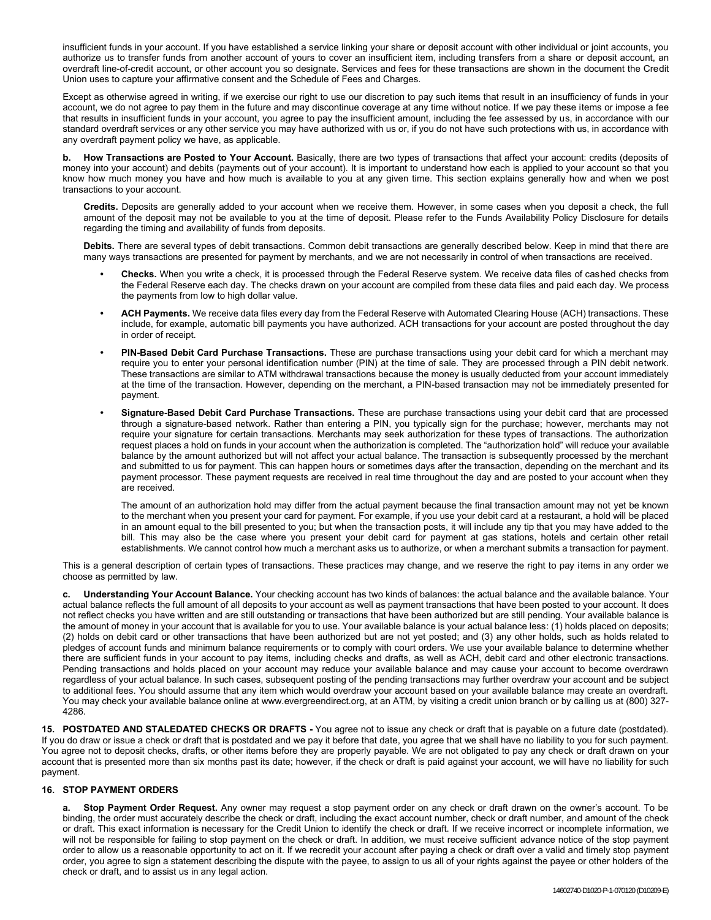insufficient funds in your account. If you have established a service linking your share or deposit account with other individual or joint accounts, you authorize us to transfer funds from another account of yours to cover an insufficient item, including transfers from a share or deposit account, an overdraft line-of-credit account, or other account you so designate. Services and fees for these transactions are shown in the document the Credit Union uses to capture your affirmative consent and the Schedule of Fees and Charges.

Except as otherwise agreed in writing, if we exercise our right to use our discretion to pay such items that result in an insufficiency of funds in your account, we do not agree to pay them in the future and may discontinue coverage at any time without notice. If we pay these items or impose a fee that results in insufficient funds in your account, you agree to pay the insufficient amount, including the fee assessed by us, in accordance with our standard overdraft services or any other service you may have authorized with us or, if you do not have such protections with us, in accordance with any overdraft payment policy we have, as applicable.

**b. How Transactions are Posted to Your Account.** Basically, there are two types of transactions that affect your account: credits (deposits of money into your account) and debits (payments out of your account). It is important to understand how each is applied to your account so that you know how much money you have and how much is available to you at any given time. This section explains generally how and when we post transactions to your account.

**Credits.** Deposits are generally added to your account when we receive them. However, in some cases when you deposit a check, the full amount of the deposit may not be available to you at the time of deposit. Please refer to the Funds Availability Policy Disclosure for details regarding the timing and availability of funds from deposits.

**Debits.** There are several types of debit transactions. Common debit transactions are generally described below. Keep in mind that there are many ways transactions are presented for payment by merchants, and we are not necessarily in control of when transactions are received.

- **Checks.** When you write a check, it is processed through the Federal Reserve system. We receive data files of cashed checks from the Federal Reserve each day. The checks drawn on your account are compiled from these data files and paid each day. We process the payments from low to high dollar value.
- **ACH Payments.** We receive data files every day from the Federal Reserve with Automated Clearing House (ACH) transactions. These include, for example, automatic bill payments you have authorized. ACH transactions for your account are posted throughout the day in order of receipt.
- **PIN-Based Debit Card Purchase Transactions.** These are purchase transactions using your debit card for which a merchant may require you to enter your personal identification number (PIN) at the time of sale. They are processed through a PIN debit network. These transactions are similar to ATM withdrawal transactions because the money is usually deducted from your account immediately at the time of the transaction. However, depending on the merchant, a PIN-based transaction may not be immediately presented for payment.
- **Signature-Based Debit Card Purchase Transactions.** These are purchase transactions using your debit card that are processed through a signature-based network. Rather than entering a PIN, you typically sign for the purchase; however, merchants may not require your signature for certain transactions. Merchants may seek authorization for these types of transactions. The authorization request places a hold on funds in your account when the authorization is completed. The "authorization hold" will reduce your available balance by the amount authorized but will not affect your actual balance. The transaction is subsequently processed by the merchant and submitted to us for payment. This can happen hours or sometimes days after the transaction, depending on the merchant and its payment processor. These payment requests are received in real time throughout the day and are posted to your account when they are received.

  The amount of an authorization hold may differ from the actual payment because the final transaction amount may not yet be known to the merchant when you present your card for payment. For example, if you use your debit card at a restaurant, a hold will be placed in an amount equal to the bill presented to you; but when the transaction posts, it will include any tip that you may have added to the bill. This may also be the case where you present your debit card for payment at gas stations, hotels and certain other retail establishments. We cannot control how much a merchant asks us to authorize, or when a merchant submits a transaction for payment.

This is a general description of certain types of transactions. These practices may change, and we reserve the right to pay items in any order we choose as permitted by law.

**c. Understanding Your Account Balance.** Your checking account has two kinds of balances: the actual balance and the available balance. Your actual balance reflects the full amount of all deposits to your account as well as payment transactions that have been posted to your account. It does not reflect checks you have written and are still outstanding or transactions that have been authorized but are still pending. Your available balance is the amount of money in your account that is available for you to use. Your available balance is your actual balance less: (1) holds placed on deposits; (2) holds on debit card or other transactions that have been authorized but are not yet posted; and (3) any other holds, such as holds related to pledges of account funds and minimum balance requirements or to comply with court orders. We use your available balance to determine whether there are sufficient funds in your account to pay items, including checks and drafts, as well as ACH, debit card and other electronic transactions. Pending transactions and holds placed on your account may reduce your available balance and may cause your account to become overdrawn regardless of your actual balance. In such cases, subsequent posting of the pending transactions may further overdraw your account and be subject to additional fees. You should assume that any item which would overdraw your account based on your available balance may create an overdraft. You may check your available balance online at www.evergreendirect.org, at an ATM, by visiting a credit union branch or by calling us at (800) 327-4286.

**15. POSTDATED AND STALEDATED CHECKS OR DRAFTS -** You agree not to issue any check or draft that is payable on a future date (postdated). If you do draw or issue a check or draft that is postdated and we pay it before that date, you agree that we shall have no liability to you for such payment. You agree not to deposit checks, drafts, or other items before they are properly payable. We are not obligated to pay any check or draft drawn on your account that is presented more than six months past its date; however, if the check or draft is paid against your account, we will have no liability for such payment.

**16. STOP PAYMENT ORDERS**

**a. Stop Payment Order Request.** Any owner may request a stop payment order on any check or draft drawn on the owner's account. To be binding, the order must accurately describe the check or draft, including the exact account number, check or draft number, and amount of the check or draft. This exact information is necessary for the Credit Union to identify the check or draft. If we receive incorrect or incomplete information, we will not be responsible for failing to stop payment on the check or draft. In addition, we must receive sufficient advance notice of the stop payment order to allow us a reasonable opportunity to act on it. If we recredit your account after paying a check or draft over a valid and timely stop payment order, you agree to sign a statement describing the dispute with the payee, to assign to us all of your rights against the payee or other holders of the check or draft, and to assist us in any legal action.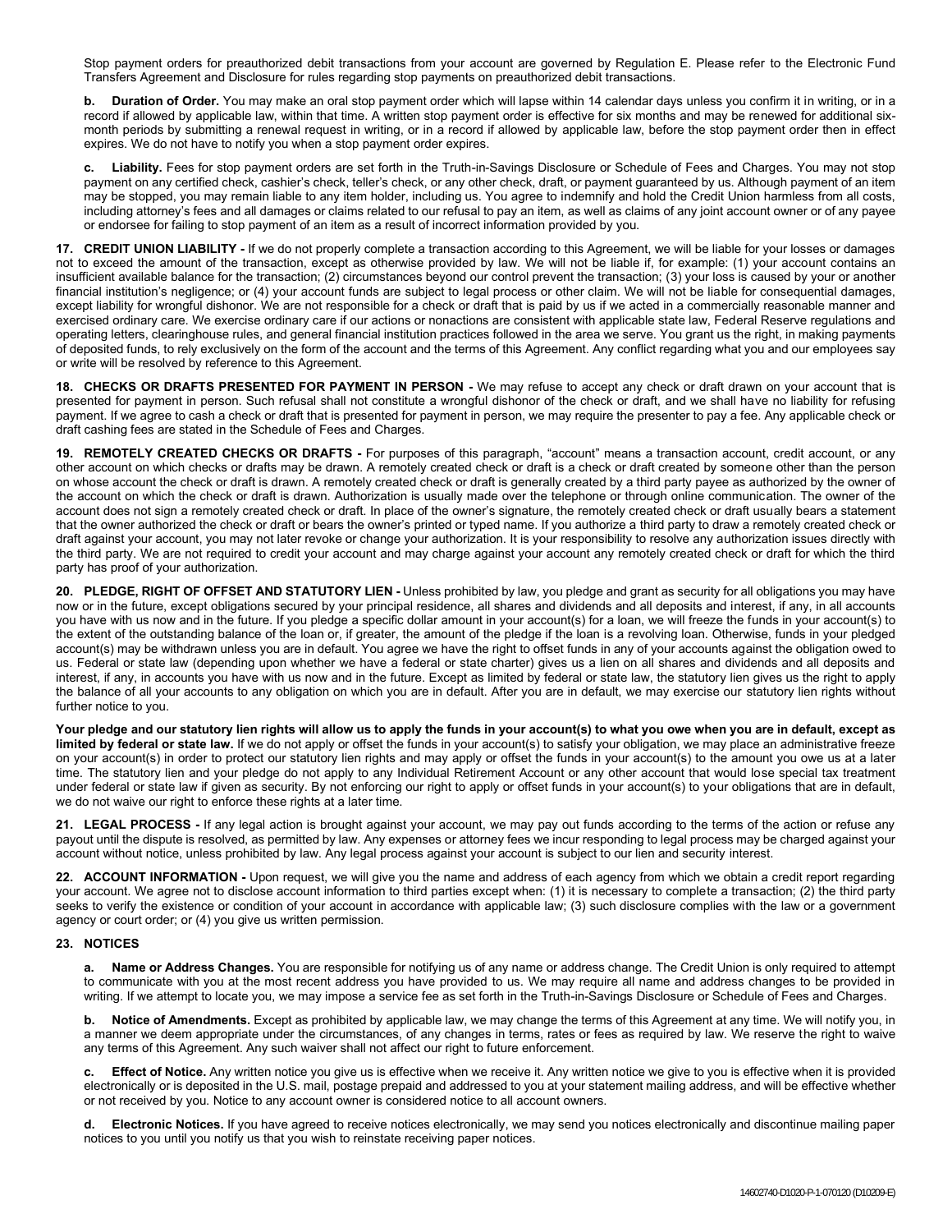Stop payment orders for preauthorized debit transactions from your account are governed by Regulation E. Please refer to the Electronic Fund Transfers Agreement and Disclosure for rules regarding stop payments on preauthorized debit transactions.

**b. Duration of Order.** You may make an oral stop payment order which will lapse within 14 calendar days unless you confirm it in writing, or in a record if allowed by applicable law, within that time. A written stop payment order is effective for six months and may be renewed for additional six-month periods by submitting a renewal request in writing, or in a record if allowed by applicable law, before the stop payment order then in effect expires. We do not have to notify you when a stop payment order expires.

**c. Liability.** Fees for stop payment orders are set forth in the Truth-in-Savings Disclosure or Schedule of Fees and Charges. You may not stop payment on any certified check, cashier's check, teller's check, or any other check, draft, or payment guaranteed by us. Although payment of an item may be stopped, you may remain liable to any item holder, including us. You agree to indemnify and hold the Credit Union harmless from all costs, including attorney's fees and all damages or claims related to our refusal to pay an item, as well as claims of any joint account owner or of any payee or endorsee for failing to stop payment of an item as a result of incorrect information provided by you.

**17. CREDIT UNION LIABILITY -** If we do not properly complete a transaction according to this Agreement, we will be liable for your losses or damages not to exceed the amount of the transaction, except as otherwise provided by law. We will not be liable if, for example: (1) your account contains an insufficient available balance for the transaction; (2) circumstances beyond our control prevent the transaction; (3) your loss is caused by your or another financial institution's negligence; or (4) your account funds are subject to legal process or other claim. We will not be liable for consequential damages, except liability for wrongful dishonor. We are not responsible for a check or draft that is paid by us if we acted in a commercially reasonable manner and exercised ordinary care. We exercise ordinary care if our actions or nonactions are consistent with applicable state law, Federal Reserve regulations and operating letters, clearinghouse rules, and general financial institution practices followed in the area we serve. You grant us the right, in making payments of deposited funds, to rely exclusively on the form of the account and the terms of this Agreement. Any conflict regarding what you and our employees say or write will be resolved by reference to this Agreement.

**18. CHECKS OR DRAFTS PRESENTED FOR PAYMENT IN PERSON -** We may refuse to accept any check or draft drawn on your account that is presented for payment in person. Such refusal shall not constitute a wrongful dishonor of the check or draft, and we shall have no liability for refusing payment. If we agree to cash a check or draft that is presented for payment in person, we may require the presenter to pay a fee. Any applicable check or draft cashing fees are stated in the Schedule of Fees and Charges.

**19. REMOTELY CREATED CHECKS OR DRAFTS -** For purposes of this paragraph, "account" means a transaction account, credit account, or any other account on which checks or drafts may be drawn. A remotely created check or draft is a check or draft created by someone other than the person on whose account the check or draft is drawn. A remotely created check or draft is generally created by a third party payee as authorized by the owner of the account on which the check or draft is drawn. Authorization is usually made over the telephone or through online communication. The owner of the account does not sign a remotely created check or draft. In place of the owner's signature, the remotely created check or draft usually bears a statement that the owner authorized the check or draft or bears the owner's printed or typed name. If you authorize a third party to draw a remotely created check or draft against your account, you may not later revoke or change your authorization. It is your responsibility to resolve any authorization issues directly with the third party. We are not required to credit your account and may charge against your account any remotely created check or draft for which the third party has proof of your authorization.

**20. PLEDGE, RIGHT OF OFFSET AND STATUTORY LIEN -** Unless prohibited by law, you pledge and grant as security for all obligations you may have now or in the future, except obligations secured by your principal residence, all shares and dividends and all deposits and interest, if any, in all accounts you have with us now and in the future. If you pledge a specific dollar amount in your account(s) for a loan, we will freeze the funds in your account(s) to the extent of the outstanding balance of the loan or, if greater, the amount of the pledge if the loan is a revolving loan. Otherwise, funds in your pledged account(s) may be withdrawn unless you are in default. You agree we have the right to offset funds in any of your accounts against the obligation owed to us. Federal or state law (depending upon whether we have a federal or state charter) gives us a lien on all shares and dividends and all deposits and interest, if any, in accounts you have with us now and in the future. Except as limited by federal or state law, the statutory lien gives us the right to apply the balance of all your accounts to any obligation on which you are in default. After you are in default, we may exercise our statutory lien rights without further notice to you.

**Your pledge and our statutory lien rights will allow us to apply the funds in your account(s) to what you owe when you are in default, except as limited by federal or state law.** If we do not apply or offset the funds in your account(s) to satisfy your obligation, we may place an administrative freeze on your account(s) in order to protect our statutory lien rights and may apply or offset the funds in your account(s) to the amount you owe us at a later time. The statutory lien and your pledge do not apply to any Individual Retirement Account or any other account that would lose special tax treatment under federal or state law if given as security. By not enforcing our right to apply or offset funds in your account(s) to your obligations that are in default, we do not waive our right to enforce these rights at a later time.

**21. LEGAL PROCESS -** If any legal action is brought against your account, we may pay out funds according to the terms of the action or refuse any payout until the dispute is resolved, as permitted by law. Any expenses or attorney fees we incur responding to legal process may be charged against your account without notice, unless prohibited by law. Any legal process against your account is subject to our lien and security interest.

**22. ACCOUNT INFORMATION -** Upon request, we will give you the name and address of each agency from which we obtain a credit report regarding your account. We agree not to disclose account information to third parties except when: (1) it is necessary to complete a transaction; (2) the third party seeks to verify the existence or condition of your account in accordance with applicable law; (3) such disclosure complies with the law or a government agency or court order; or (4) you give us written permission.

**23. NOTICES**

**a. Name or Address Changes.** You are responsible for notifying us of any name or address change. The Credit Union is only required to attempt to communicate with you at the most recent address you have provided to us. We may require all name and address changes to be provided in writing. If we attempt to locate you, we may impose a service fee as set forth in the Truth-in-Savings Disclosure or Schedule of Fees and Charges.

**b. Notice of Amendments.** Except as prohibited by applicable law, we may change the terms of this Agreement at any time. We will notify you, in a manner we deem appropriate under the circumstances, of any changes in terms, rates or fees as required by law. We reserve the right to waive any terms of this Agreement. Any such waiver shall not affect our right to future enforcement.

**c. Effect of Notice.** Any written notice you give us is effective when we receive it. Any written notice we give to you is effective when it is provided electronically or is deposited in the U.S. mail, postage prepaid and addressed to you at your statement mailing address, and will be effective whether or not received by you. Notice to any account owner is considered notice to all account owners.

**d. Electronic Notices.** If you have agreed to receive notices electronically, we may send you notices electronically and discontinue mailing paper notices to you until you notify us that you wish to reinstate receiving paper notices.

14602740-D1020-P-1-070120 (D10209-E)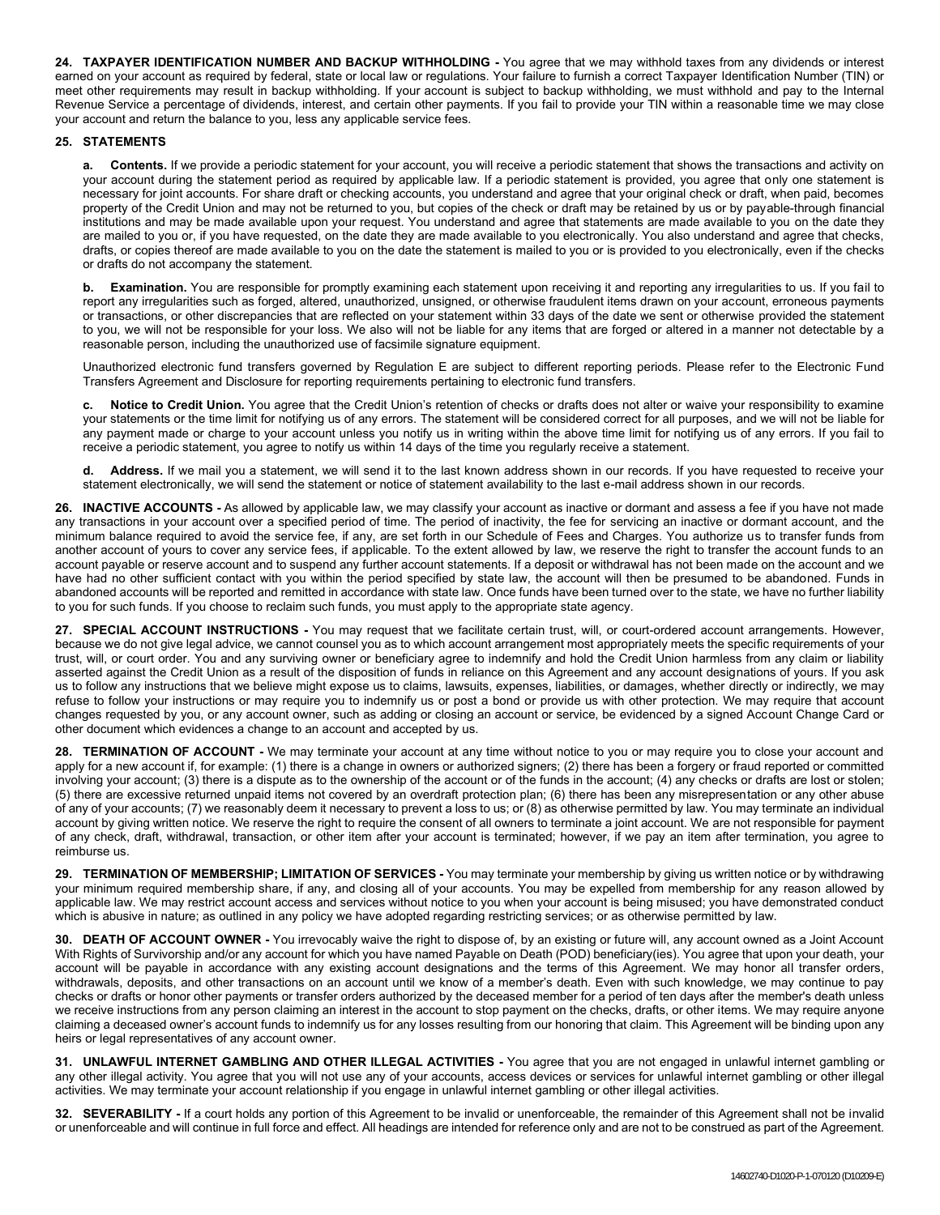**24. TAXPAYER IDENTIFICATION NUMBER AND BACKUP WITHHOLDING -** You agree that we may withhold taxes from any dividends or interest earned on your account as required by federal, state or local law or regulations. Your failure to furnish a correct Taxpayer Identification Number (TIN) or meet other requirements may result in backup withholding. If your account is subject to backup withholding, we must withhold and pay to the Internal Revenue Service a percentage of dividends, interest, and certain other payments. If you fail to provide your TIN within a reasonable time we may close your account and return the balance to you, less any applicable service fees.

**25. STATEMENTS**

**a. Contents.** If we provide a periodic statement for your account, you will receive a periodic statement that shows the transactions and activity on your account during the statement period as required by applicable law. If a periodic statement is provided, you agree that only one statement is necessary for joint accounts. For share draft or checking accounts, you understand and agree that your original check or draft, when paid, becomes property of the Credit Union and may not be returned to you, but copies of the check or draft may be retained by us or by payable-through financial institutions and may be made available upon your request. You understand and agree that statements are made available to you on the date they are mailed to you or, if you have requested, on the date they are made available to you electronically. You also understand and agree that checks, drafts, or copies thereof are made available to you on the date the statement is mailed to you or is provided to you electronically, even if the checks or drafts do not accompany the statement.

**b. Examination.** You are responsible for promptly examining each statement upon receiving it and reporting any irregularities to us. If you fail to report any irregularities such as forged, altered, unauthorized, unsigned, or otherwise fraudulent items drawn on your account, erroneous payments or transactions, or other discrepancies that are reflected on your statement within 33 days of the date we sent or otherwise provided the statement to you, we will not be responsible for your loss. We also will not be liable for any items that are forged or altered in a manner not detectable by a reasonable person, including the unauthorized use of facsimile signature equipment.

Unauthorized electronic fund transfers governed by Regulation E are subject to different reporting periods. Please refer to the Electronic Fund Transfers Agreement and Disclosure for reporting requirements pertaining to electronic fund transfers.

**c. Notice to Credit Union.** You agree that the Credit Union's retention of checks or drafts does not alter or waive your responsibility to examine your statements or the time limit for notifying us of any errors. The statement will be considered correct for all purposes, and we will not be liable for any payment made or charge to your account unless you notify us in writing within the above time limit for notifying us of any errors. If you fail to receive a periodic statement, you agree to notify us within 14 days of the time you regularly receive a statement.

**d. Address.** If we mail you a statement, we will send it to the last known address shown in our records. If you have requested to receive your statement electronically, we will send the statement or notice of statement availability to the last e-mail address shown in our records.

**26. INACTIVE ACCOUNTS -** As allowed by applicable law, we may classify your account as inactive or dormant and assess a fee if you have not made any transactions in your account over a specified period of time. The period of inactivity, the fee for servicing an inactive or dormant account, and the minimum balance required to avoid the service fee, if any, are set forth in our Schedule of Fees and Charges. You authorize us to transfer funds from another account of yours to cover any service fees, if applicable. To the extent allowed by law, we reserve the right to transfer the account funds to an account payable or reserve account and to suspend any further account statements. If a deposit or withdrawal has not been made on the account and we have had no other sufficient contact with you within the period specified by state law, the account will then be presumed to be abandoned. Funds in abandoned accounts will be reported and remitted in accordance with state law. Once funds have been turned over to the state, we have no further liability to you for such funds. If you choose to reclaim such funds, you must apply to the appropriate state agency.

**27. SPECIAL ACCOUNT INSTRUCTIONS -** You may request that we facilitate certain trust, will, or court-ordered account arrangements. However, because we do not give legal advice, we cannot counsel you as to which account arrangement most appropriately meets the specific requirements of your trust, will, or court order. You and any surviving owner or beneficiary agree to indemnify and hold the Credit Union harmless from any claim or liability asserted against the Credit Union as a result of the disposition of funds in reliance on this Agreement and any account designations of yours. If you ask us to follow any instructions that we believe might expose us to claims, lawsuits, expenses, liabilities, or damages, whether directly or indirectly, we may refuse to follow your instructions or may require you to indemnify us or post a bond or provide us with other protection. We may require that account changes requested by you, or any account owner, such as adding or closing an account or service, be evidenced by a signed Account Change Card or other document which evidences a change to an account and accepted by us.

**28. TERMINATION OF ACCOUNT -** We may terminate your account at any time without notice to you or may require you to close your account and apply for a new account if, for example: (1) there is a change in owners or authorized signers; (2) there has been a forgery or fraud reported or committed involving your account; (3) there is a dispute as to the ownership of the account or of the funds in the account; (4) any checks or drafts are lost or stolen; (5) there are excessive returned unpaid items not covered by an overdraft protection plan; (6) there has been any misrepresentation or any other abuse of any of your accounts; (7) we reasonably deem it necessary to prevent a loss to us; or (8) as otherwise permitted by law. You may terminate an individual account by giving written notice. We reserve the right to require the consent of all owners to terminate a joint account. We are not responsible for payment of any check, draft, withdrawal, transaction, or other item after your account is terminated; however, if we pay an item after termination, you agree to reimburse us.

**29. TERMINATION OF MEMBERSHIP; LIMITATION OF SERVICES -** You may terminate your membership by giving us written notice or by withdrawing your minimum required membership share, if any, and closing all of your accounts. You may be expelled from membership for any reason allowed by applicable law. We may restrict account access and services without notice to you when your account is being misused; you have demonstrated conduct which is abusive in nature; as outlined in any policy we have adopted regarding restricting services; or as otherwise permitted by law.

**30. DEATH OF ACCOUNT OWNER -** You irrevocably waive the right to dispose of, by an existing or future will, any account owned as a Joint Account With Rights of Survivorship and/or any account for which you have named Payable on Death (POD) beneficiary(ies). You agree that upon your death, your account will be payable in accordance with any existing account designations and the terms of this Agreement. We may honor all transfer orders, withdrawals, deposits, and other transactions on an account until we know of a member's death. Even with such knowledge, we may continue to pay checks or drafts or honor other payments or transfer orders authorized by the deceased member for a period of ten days after the member's death unless we receive instructions from any person claiming an interest in the account to stop payment on the checks, drafts, or other items. We may require anyone claiming a deceased owner's account funds to indemnify us for any losses resulting from our honoring that claim. This Agreement will be binding upon any heirs or legal representatives of any account owner.

**31. UNLAWFUL INTERNET GAMBLING AND OTHER ILLEGAL ACTIVITIES -** You agree that you are not engaged in unlawful internet gambling or any other illegal activity. You agree that you will not use any of your accounts, access devices or services for unlawful internet gambling or other illegal activities. We may terminate your account relationship if you engage in unlawful internet gambling or other illegal activities.

**32. SEVERABILITY -** If a court holds any portion of this Agreement to be invalid or unenforceable, the remainder of this Agreement shall not be invalid or unenforceable and will continue in full force and effect. All headings are intended for reference only and are not to be construed as part of the Agreement.

14602740-D1020-P-1-070120 (D10209-E)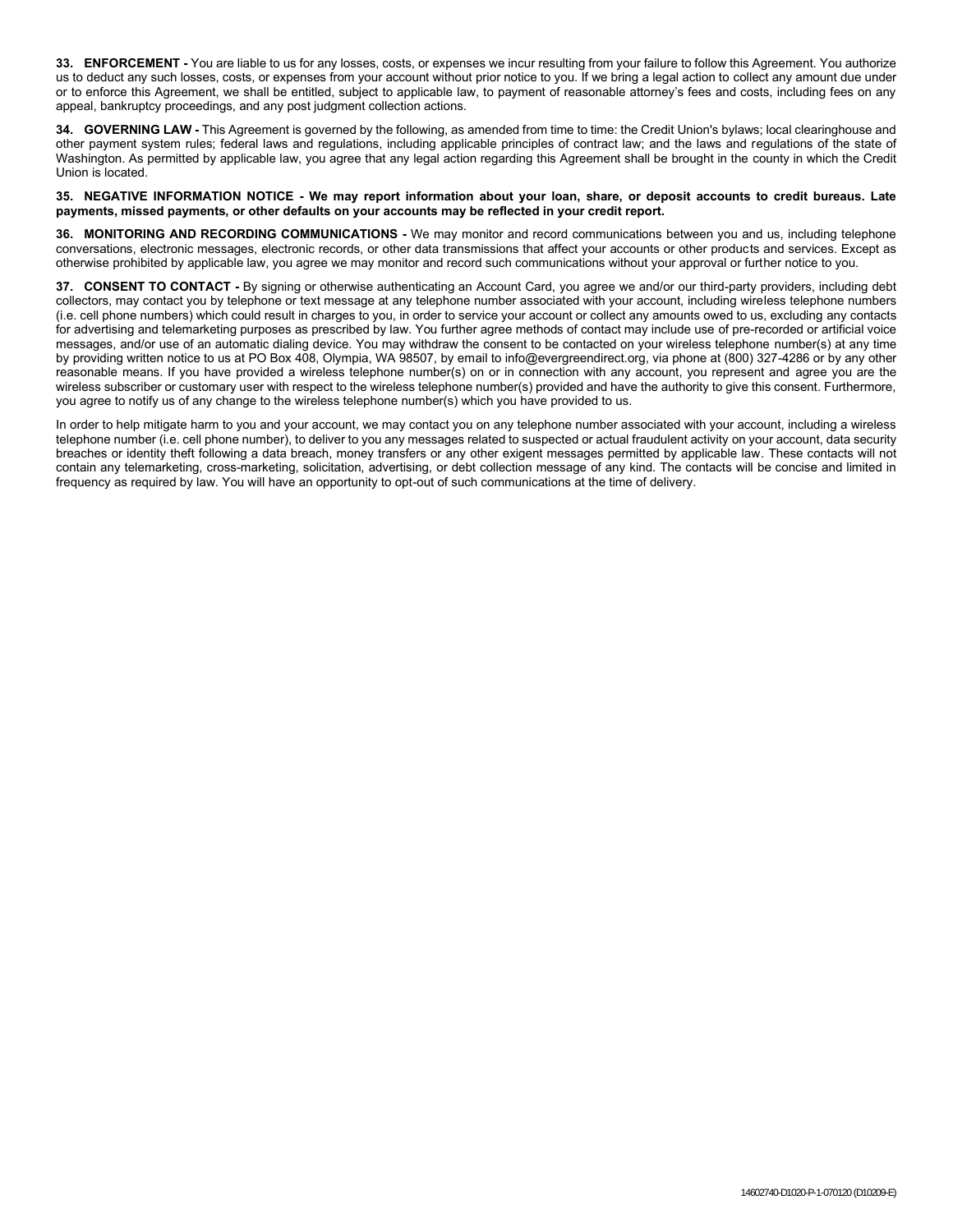**33. ENFORCEMENT -** You are liable to us for any losses, costs, or expenses we incur resulting from your failure to follow this Agreement. You authorize us to deduct any such losses, costs, or expenses from your account without prior notice to you. If we bring a legal action to collect any amount due under or to enforce this Agreement, we shall be entitled, subject to applicable law, to payment of reasonable attorney's fees and costs, including fees on any appeal, bankruptcy proceedings, and any post judgment collection actions.

**34. GOVERNING LAW -** This Agreement is governed by the following, as amended from time to time: the Credit Union's bylaws; local clearinghouse and other payment system rules; federal laws and regulations, including applicable principles of contract law; and the laws and regulations of the state of Washington. As permitted by applicable law, you agree that any legal action regarding this Agreement shall be brought in the county in which the Credit Union is located.

**35. NEGATIVE INFORMATION NOTICE - We may report information about your loan, share, or deposit accounts to credit bureaus. Late payments, missed payments, or other defaults on your accounts may be reflected in your credit report.**

**36. MONITORING AND RECORDING COMMUNICATIONS -** We may monitor and record communications between you and us, including telephone conversations, electronic messages, electronic records, or other data transmissions that affect your accounts or other products and services. Except as otherwise prohibited by applicable law, you agree we may monitor and record such communications without your approval or further notice to you.

**37. CONSENT TO CONTACT -** By signing or otherwise authenticating an Account Card, you agree we and/or our third-party providers, including debt collectors, may contact you by telephone or text message at any telephone number associated with your account, including wireless telephone numbers (i.e. cell phone numbers) which could result in charges to you, in order to service your account or collect any amounts owed to us, excluding any contacts for advertising and telemarketing purposes as prescribed by law. You further agree methods of contact may include use of pre-recorded or artificial voice messages, and/or use of an automatic dialing device. You may withdraw the consent to be contacted on your wireless telephone number(s) at any time by providing written notice to us at PO Box 408, Olympia, WA 98507, by email to info@evergreendirect.org, via phone at (800) 327-4286 or by any other reasonable means. If you have provided a wireless telephone number(s) on or in connection with any account, you represent and agree you are the wireless subscriber or customary user with respect to the wireless telephone number(s) provided and have the authority to give this consent. Furthermore, you agree to notify us of any change to the wireless telephone number(s) which you have provided to us.

In order to help mitigate harm to you and your account, we may contact you on any telephone number associated with your account, including a wireless telephone number (i.e. cell phone number), to deliver to you any messages related to suspected or actual fraudulent activity on your account, data security breaches or identity theft following a data breach, money transfers or any other exigent messages permitted by applicable law. These contacts will not contain any telemarketing, cross-marketing, solicitation, advertising, or debt collection message of any kind. The contacts will be concise and limited in frequency as required by law. You will have an opportunity to opt-out of such communications at the time of delivery.

14602740-D1020-P-1-070120 (D10209-E)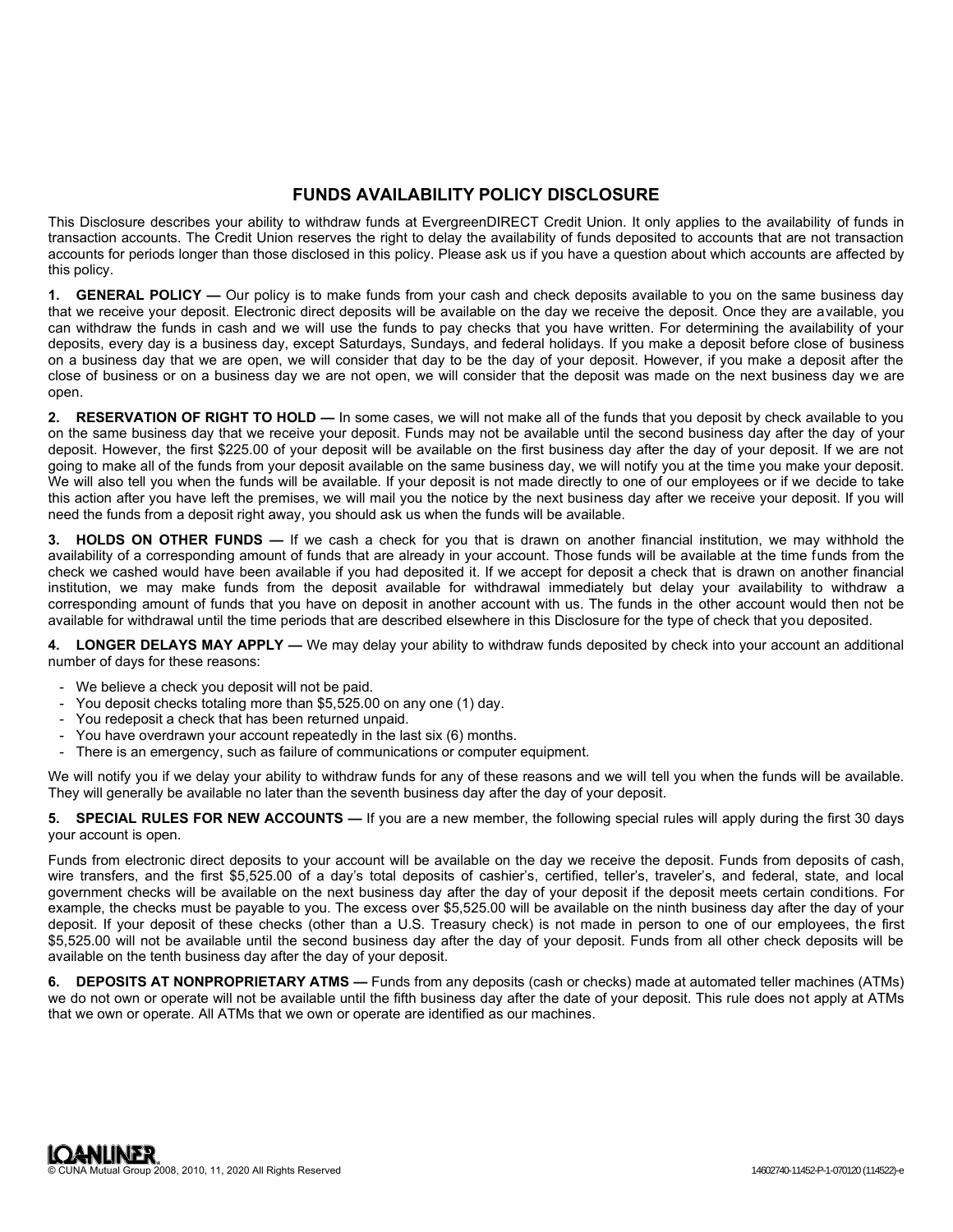# FUNDS AVAILABILITY POLICY DISCLOSURE

This Disclosure describes your ability to withdraw funds at EvergreenDIRECT Credit Union. It only applies to the availability of funds in transaction accounts. The Credit Union reserves the right to delay the availability of funds deposited to accounts that are not transaction accounts for periods longer than those disclosed in this policy. Please ask us if you have a question about which accounts are affected by this policy.

**1. GENERAL POLICY —** Our policy is to make funds from your cash and check deposits available to you on the same business day that we receive your deposit. Electronic direct deposits will be available on the day we receive the deposit. Once they are available, you can withdraw the funds in cash and we will use the funds to pay checks that you have written. For determining the availability of your deposits, every day is a business day, except Saturdays, Sundays, and federal holidays. If you make a deposit before close of business on a business day that we are open, we will consider that day to be the day of your deposit. However, if you make a deposit after the close of business or on a business day we are not open, we will consider that the deposit was made on the next business day we are open.

**2. RESERVATION OF RIGHT TO HOLD —** In some cases, we will not make all of the funds that you deposit by check available to you on the same business day that we receive your deposit. Funds may not be available until the second business day after the day of your deposit. However, the first $225.00 of your deposit will be available on the first business day after the day of your deposit. If we are not going to make all of the funds from your deposit available on the same business day, we will notify you at the time you make your deposit. We will also tell you when the funds will be available. If your deposit is not made directly to one of our employees or if we decide to take this action after you have left the premises, we will mail you the notice by the next business day after we receive your deposit. If you will need the funds from a deposit right away, you should ask us when the funds will be available.

**3. HOLDS ON OTHER FUNDS —** If we cash a check for you that is drawn on another financial institution, we may withhold the availability of a corresponding amount of funds that are already in your account. Those funds will be available at the time funds from the check we cashed would have been available if you had deposited it. If we accept for deposit a check that is drawn on another financial institution, we may make funds from the deposit available for withdrawal immediately but delay your availability to withdraw a corresponding amount of funds that you have on deposit in another account with us. The funds in the other account would then not be available for withdrawal until the time periods that are described elsewhere in this Disclosure for the type of check that you deposited.

**4. LONGER DELAYS MAY APPLY —** We may delay your ability to withdraw funds deposited by check into your account an additional number of days for these reasons:

- We believe a check you deposit will not be paid.
- You deposit checks totaling more than $5,525.00 on any one (1) day.
- You redeposit a check that has been returned unpaid.
- You have overdrawn your account repeatedly in the last six (6) months.
- There is an emergency, such as failure of communications or computer equipment.

We will notify you if we delay your ability to withdraw funds for any of these reasons and we will tell you when the funds will be available. They will generally be available no later than the seventh business day after the day of your deposit.

**5. SPECIAL RULES FOR NEW ACCOUNTS —** If you are a new member, the following special rules will apply during the first 30 days your account is open.

Funds from electronic direct deposits to your account will be available on the day we receive the deposit. Funds from deposits of cash, wire transfers, and the first $5,525.00 of a day's total deposits of cashier's, certified, teller's, traveler's, and federal, state, and local government checks will be available on the next business day after the day of your deposit if the deposit meets certain conditions. For example, the checks must be payable to you. The excess over $5,525.00 will be available on the ninth business day after the day of your deposit. If your deposit of these checks (other than a U.S. Treasury check) is not made in person to one of our employees, the first $5,525.00 will not be available until the second business day after the day of your deposit. Funds from all other check deposits will be available on the tenth business day after the day of your deposit.

**6. DEPOSITS AT NONPROPRIETARY ATMS —** Funds from any deposits (cash or checks) made at automated teller machines (ATMs) we do not own or operate will not be available until the fifth business day after the date of your deposit. This rule does not apply at ATMs that we own or operate. All ATMs that we own or operate are identified as our machines.

LOANLINER
© CUNA Mutual Group 2008, 2010, 11, 2020 All Rights Reserved

14602740-11452-P-1-070120 (114522)-e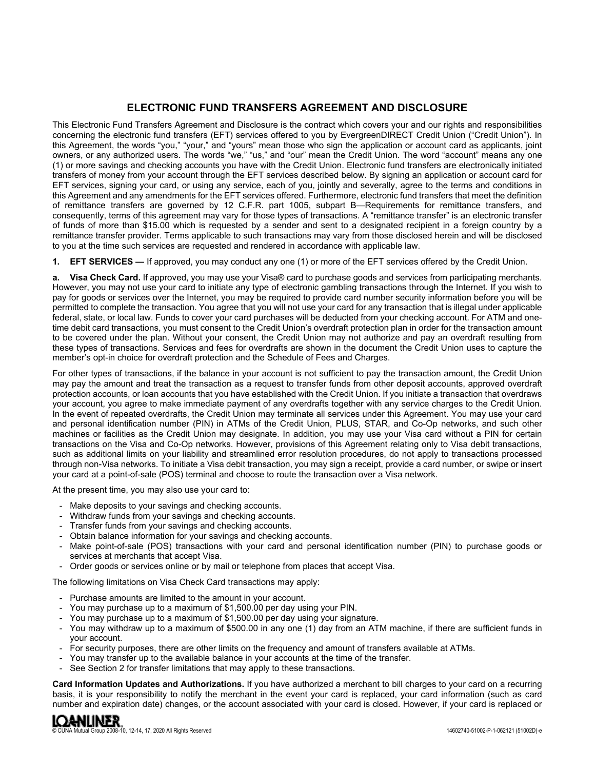## ELECTRONIC FUND TRANSFERS AGREEMENT AND DISCLOSURE

This Electronic Fund Transfers Agreement and Disclosure is the contract which covers your and our rights and responsibilities concerning the electronic fund transfers (EFT) services offered to you by EvergreenDIRECT Credit Union ("Credit Union"). In this Agreement, the words "you," "your," and "yours" mean those who sign the application or account card as applicants, joint owners, or any authorized users. The words "we," "us," and "our" mean the Credit Union. The word "account" means any one (1) or more savings and checking accounts you have with the Credit Union. Electronic fund transfers are electronically initiated transfers of money from your account through the EFT services described below. By signing an application or account card for EFT services, signing your card, or using any service, each of you, jointly and severally, agree to the terms and conditions in this Agreement and any amendments for the EFT services offered. Furthermore, electronic fund transfers that meet the definition of remittance transfers are governed by 12 C.F.R. part 1005, subpart B—Requirements for remittance transfers, and consequently, terms of this agreement may vary for those types of transactions. A "remittance transfer" is an electronic transfer of funds of more than $15.00 which is requested by a sender and sent to a designated recipient in a foreign country by a remittance transfer provider. Terms applicable to such transactions may vary from those disclosed herein and will be disclosed to you at the time such services are requested and rendered in accordance with applicable law.

**1. EFT SERVICES —** If approved, you may conduct any one (1) or more of the EFT services offered by the Credit Union.

**a. Visa Check Card.** If approved, you may use your Visa® card to purchase goods and services from participating merchants. However, you may not use your card to initiate any type of electronic gambling transactions through the Internet. If you wish to pay for goods or services over the Internet, you may be required to provide card number security information before you will be permitted to complete the transaction. You agree that you will not use your card for any transaction that is illegal under applicable federal, state, or local law. Funds to cover your card purchases will be deducted from your checking account. For ATM and one-time debit card transactions, you must consent to the Credit Union's overdraft protection plan in order for the transaction amount to be covered under the plan. Without your consent, the Credit Union may not authorize and pay an overdraft resulting from these types of transactions. Services and fees for overdrafts are shown in the document the Credit Union uses to capture the member's opt-in choice for overdraft protection and the Schedule of Fees and Charges.

For other types of transactions, if the balance in your account is not sufficient to pay the transaction amount, the Credit Union may pay the amount and treat the transaction as a request to transfer funds from other deposit accounts, approved overdraft protection accounts, or loan accounts that you have established with the Credit Union. If you initiate a transaction that overdraws your account, you agree to make immediate payment of any overdrafts together with any service charges to the Credit Union. In the event of repeated overdrafts, the Credit Union may terminate all services under this Agreement. You may use your card and personal identification number (PIN) in ATMs of the Credit Union, PLUS, STAR, and Co-Op networks, and such other machines or facilities as the Credit Union may designate. In addition, you may use your Visa card without a PIN for certain transactions on the Visa and Co-Op networks. However, provisions of this Agreement relating only to Visa debit transactions, such as additional limits on your liability and streamlined error resolution procedures, do not apply to transactions processed through non-Visa networks. To initiate a Visa debit transaction, you may sign a receipt, provide a card number, or swipe or insert your card at a point-of-sale (POS) terminal and choose to route the transaction over a Visa network.

At the present time, you may also use your card to:

- Make deposits to your savings and checking accounts.
- Withdraw funds from your savings and checking accounts.
- Transfer funds from your savings and checking accounts.
- Obtain balance information for your savings and checking accounts.
- Make point-of-sale (POS) transactions with your card and personal identification number (PIN) to purchase goods or services at merchants that accept Visa.
- Order goods or services online or by mail or telephone from places that accept Visa.

The following limitations on Visa Check Card transactions may apply:

- Purchase amounts are limited to the amount in your account.
- You may purchase up to a maximum of $1,500.00 per day using your PIN.
- You may purchase up to a maximum of $1,500.00 per day using your signature.
- You may withdraw up to a maximum of $500.00 in any one (1) day from an ATM machine, if there are sufficient funds in your account.
- For security purposes, there are other limits on the frequency and amount of transfers available at ATMs.
- You may transfer up to the available balance in your accounts at the time of the transfer.
- See Section 2 for transfer limitations that may apply to these transactions.

**Card Information Updates and Authorizations.** If you have authorized a merchant to bill charges to your card on a recurring basis, it is your responsibility to notify the merchant in the event your card is replaced, your card information (such as card number and expiration date) changes, or the account associated with your card is closed. However, if your card is replaced or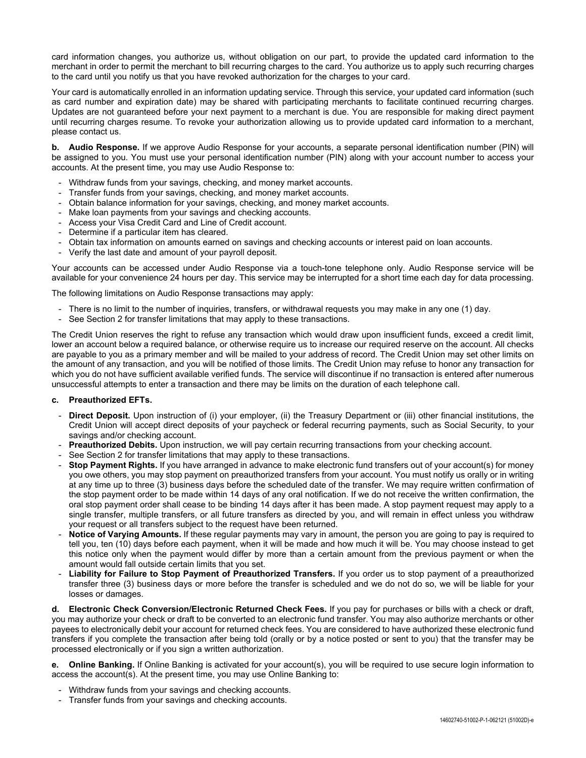card information changes, you authorize us, without obligation on our part, to provide the updated card information to the merchant in order to permit the merchant to bill recurring charges to the card. You authorize us to apply such recurring charges to the card until you notify us that you have revoked authorization for the charges to your card.

Your card is automatically enrolled in an information updating service. Through this service, your updated card information (such as card number and expiration date) may be shared with participating merchants to facilitate continued recurring charges. Updates are not guaranteed before your next payment to a merchant is due. You are responsible for making direct payment until recurring charges resume. To revoke your authorization allowing us to provide updated card information to a merchant, please contact us.

**b. Audio Response.** If we approve Audio Response for your accounts, a separate personal identification number (PIN) will be assigned to you. You must use your personal identification number (PIN) along with your account number to access your accounts. At the present time, you may use Audio Response to:

- Withdraw funds from your savings, checking, and money market accounts.
- Transfer funds from your savings, checking, and money market accounts.
- Obtain balance information for your savings, checking, and money market accounts.
- Make loan payments from your savings and checking accounts.
- Access your Visa Credit Card and Line of Credit account.
- Determine if a particular item has cleared.
- Obtain tax information on amounts earned on savings and checking accounts or interest paid on loan accounts.
- Verify the last date and amount of your payroll deposit.

Your accounts can be accessed under Audio Response via a touch-tone telephone only. Audio Response service will be available for your convenience 24 hours per day. This service may be interrupted for a short time each day for data processing.

The following limitations on Audio Response transactions may apply:

- There is no limit to the number of inquiries, transfers, or withdrawal requests you may make in any one (1) day.
- See Section 2 for transfer limitations that may apply to these transactions.

The Credit Union reserves the right to refuse any transaction which would draw upon insufficient funds, exceed a credit limit, lower an account below a required balance, or otherwise require us to increase our required reserve on the account. All checks are payable to you as a primary member and will be mailed to your address of record. The Credit Union may set other limits on the amount of any transaction, and you will be notified of those limits. The Credit Union may refuse to honor any transaction for which you do not have sufficient available verified funds. The service will discontinue if no transaction is entered after numerous unsuccessful attempts to enter a transaction and there may be limits on the duration of each telephone call.

**c. Preauthorized EFTs.**

- **Direct Deposit.** Upon instruction of (i) your employer, (ii) the Treasury Department or (iii) other financial institutions, the Credit Union will accept direct deposits of your paycheck or federal recurring payments, such as Social Security, to your savings and/or checking account.
- **Preauthorized Debits.** Upon instruction, we will pay certain recurring transactions from your checking account.
- See Section 2 for transfer limitations that may apply to these transactions.
- **Stop Payment Rights.** If you have arranged in advance to make electronic fund transfers out of your account(s) for money you owe others, you may stop payment on preauthorized transfers from your account. You must notify us orally or in writing at any time up to three (3) business days before the scheduled date of the transfer. We may require written confirmation of the stop payment order to be made within 14 days of any oral notification. If we do not receive the written confirmation, the oral stop payment order shall cease to be binding 14 days after it has been made. A stop payment request may apply to a single transfer, multiple transfers, or all future transfers as directed by you, and will remain in effect unless you withdraw your request or all transfers subject to the request have been returned.
- **Notice of Varying Amounts.** If these regular payments may vary in amount, the person you are going to pay is required to tell you, ten (10) days before each payment, when it will be made and how much it will be. You may choose instead to get this notice only when the payment would differ by more than a certain amount from the previous payment or when the amount would fall outside certain limits that you set.
- **Liability for Failure to Stop Payment of Preauthorized Transfers.** If you order us to stop payment of a preauthorized transfer three (3) business days or more before the transfer is scheduled and we do not do so, we will be liable for your losses or damages.

**d. Electronic Check Conversion/Electronic Returned Check Fees.** If you pay for purchases or bills with a check or draft, you may authorize your check or draft to be converted to an electronic fund transfer. You may also authorize merchants or other payees to electronically debit your account for returned check fees. You are considered to have authorized these electronic fund transfers if you complete the transaction after being told (orally or by a notice posted or sent to you) that the transfer may be processed electronically or if you sign a written authorization.

**e. Online Banking.** If Online Banking is activated for your account(s), you will be required to use secure login information to access the account(s). At the present time, you may use Online Banking to:

- Withdraw funds from your savings and checking accounts.
- Transfer funds from your savings and checking accounts.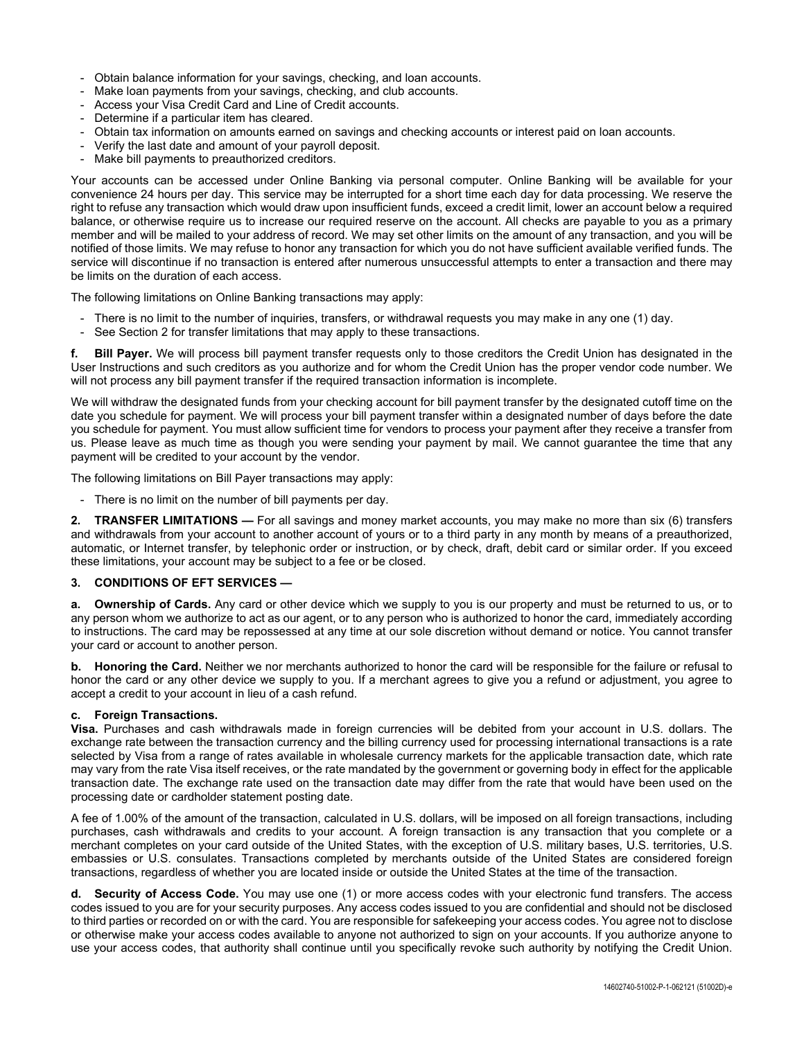- Obtain balance information for your savings, checking, and loan accounts.
- Make loan payments from your savings, checking, and club accounts.
- Access your Visa Credit Card and Line of Credit accounts.
- Determine if a particular item has cleared.
- Obtain tax information on amounts earned on savings and checking accounts or interest paid on loan accounts.
- Verify the last date and amount of your payroll deposit.
- Make bill payments to preauthorized creditors.

Your accounts can be accessed under Online Banking via personal computer. Online Banking will be available for your convenience 24 hours per day. This service may be interrupted for a short time each day for data processing. We reserve the right to refuse any transaction which would draw upon insufficient funds, exceed a credit limit, lower an account below a required balance, or otherwise require us to increase our required reserve on the account. All checks are payable to you as a primary member and will be mailed to your address of record. We may set other limits on the amount of any transaction, and you will be notified of those limits. We may refuse to honor any transaction for which you do not have sufficient available verified funds. The service will discontinue if no transaction is entered after numerous unsuccessful attempts to enter a transaction and there may be limits on the duration of each access.

The following limitations on Online Banking transactions may apply:

- There is no limit to the number of inquiries, transfers, or withdrawal requests you may make in any one (1) day.
- See Section 2 for transfer limitations that may apply to these transactions.

**f. Bill Payer.** We will process bill payment transfer requests only to those creditors the Credit Union has designated in the User Instructions and such creditors as you authorize and for whom the Credit Union has the proper vendor code number. We will not process any bill payment transfer if the required transaction information is incomplete.

We will withdraw the designated funds from your checking account for bill payment transfer by the designated cutoff time on the date you schedule for payment. We will process your bill payment transfer within a designated number of days before the date you schedule for payment. You must allow sufficient time for vendors to process your payment after they receive a transfer from us. Please leave as much time as though you were sending your payment by mail. We cannot guarantee the time that any payment will be credited to your account by the vendor.

The following limitations on Bill Payer transactions may apply:

- There is no limit on the number of bill payments per day.

**2. TRANSFER LIMITATIONS —** For all savings and money market accounts, you may make no more than six (6) transfers and withdrawals from your account to another account of yours or to a third party in any month by means of a preauthorized, automatic, or Internet transfer, by telephonic order or instruction, or by check, draft, debit card or similar order. If you exceed these limitations, your account may be subject to a fee or be closed.

**3. CONDITIONS OF EFT SERVICES —**

**a. Ownership of Cards.** Any card or other device which we supply to you is our property and must be returned to us, or to any person whom we authorize to act as our agent, or to any person who is authorized to honor the card, immediately according to instructions. The card may be repossessed at any time at our sole discretion without demand or notice. You cannot transfer your card or account to another person.

**b. Honoring the Card.** Neither we nor merchants authorized to honor the card will be responsible for the failure or refusal to honor the card or any other device we supply to you. If a merchant agrees to give you a refund or adjustment, you agree to accept a credit to your account in lieu of a cash refund.

**c. Foreign Transactions.**

**Visa.** Purchases and cash withdrawals made in foreign currencies will be debited from your account in U.S. dollars. The exchange rate between the transaction currency and the billing currency used for processing international transactions is a rate selected by Visa from a range of rates available in wholesale currency markets for the applicable transaction date, which rate may vary from the rate Visa itself receives, or the rate mandated by the government or governing body in effect for the applicable transaction date. The exchange rate used on the transaction date may differ from the rate that would have been used on the processing date or cardholder statement posting date.

A fee of 1.00% of the amount of the transaction, calculated in U.S. dollars, will be imposed on all foreign transactions, including purchases, cash withdrawals and credits to your account. A foreign transaction is any transaction that you complete or a merchant completes on your card outside of the United States, with the exception of U.S. military bases, U.S. territories, U.S. embassies or U.S. consulates. Transactions completed by merchants outside of the United States are considered foreign transactions, regardless of whether you are located inside or outside the United States at the time of the transaction.

**d. Security of Access Code.** You may use one (1) or more access codes with your electronic fund transfers. The access codes issued to you are for your security purposes. Any access codes issued to you are confidential and should not be disclosed to third parties or recorded on or with the card. You are responsible for safekeeping your access codes. You agree not to disclose or otherwise make your access codes available to anyone not authorized to sign on your accounts. If you authorize anyone to use your access codes, that authority shall continue until you specifically revoke such authority by notifying the Credit Union.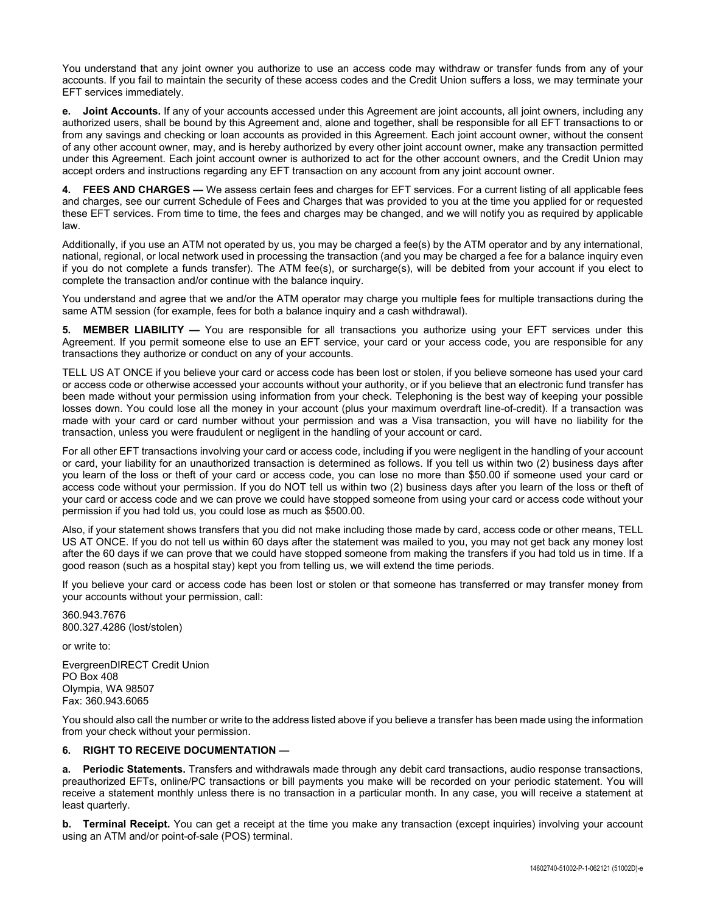You understand that any joint owner you authorize to use an access code may withdraw or transfer funds from any of your accounts. If you fail to maintain the security of these access codes and the Credit Union suffers a loss, we may terminate your EFT services immediately.

**e. Joint Accounts.** If any of your accounts accessed under this Agreement are joint accounts, all joint owners, including any authorized users, shall be bound by this Agreement and, alone and together, shall be responsible for all EFT transactions to or from any savings and checking or loan accounts as provided in this Agreement. Each joint account owner, without the consent of any other account owner, may, and is hereby authorized by every other joint account owner, make any transaction permitted under this Agreement. Each joint account owner is authorized to act for the other account owners, and the Credit Union may accept orders and instructions regarding any EFT transaction on any account from any joint account owner.

**4. FEES AND CHARGES —** We assess certain fees and charges for EFT services. For a current listing of all applicable fees and charges, see our current Schedule of Fees and Charges that was provided to you at the time you applied for or requested these EFT services. From time to time, the fees and charges may be changed, and we will notify you as required by applicable law.

Additionally, if you use an ATM not operated by us, you may be charged a fee(s) by the ATM operator and by any international, national, regional, or local network used in processing the transaction (and you may be charged a fee for a balance inquiry even if you do not complete a funds transfer). The ATM fee(s), or surcharge(s), will be debited from your account if you elect to complete the transaction and/or continue with the balance inquiry.

You understand and agree that we and/or the ATM operator may charge you multiple fees for multiple transactions during the same ATM session (for example, fees for both a balance inquiry and a cash withdrawal).

**5. MEMBER LIABILITY —** You are responsible for all transactions you authorize using your EFT services under this Agreement. If you permit someone else to use an EFT service, your card or your access code, you are responsible for any transactions they authorize or conduct on any of your accounts.

TELL US AT ONCE if you believe your card or access code has been lost or stolen, if you believe someone has used your card or access code or otherwise accessed your accounts without your authority, or if you believe that an electronic fund transfer has been made without your permission using information from your check. Telephoning is the best way of keeping your possible losses down. You could lose all the money in your account (plus your maximum overdraft line-of-credit). If a transaction was made with your card or card number without your permission and was a Visa transaction, you will have no liability for the transaction, unless you were fraudulent or negligent in the handling of your account or card.

For all other EFT transactions involving your card or access code, including if you were negligent in the handling of your account or card, your liability for an unauthorized transaction is determined as follows. If you tell us within two (2) business days after you learn of the loss or theft of your card or access code, you can lose no more than $50.00 if someone used your card or access code without your permission. If you do NOT tell us within two (2) business days after you learn of the loss or theft of your card or access code and we can prove we could have stopped someone from using your card or access code without your permission if you had told us, you could lose as much as $500.00.

Also, if your statement shows transfers that you did not make including those made by card, access code or other means, TELL US AT ONCE. If you do not tell us within 60 days after the statement was mailed to you, you may not get back any money lost after the 60 days if we can prove that we could have stopped someone from making the transfers if you had told us in time. If a good reason (such as a hospital stay) kept you from telling us, we will extend the time periods.

If you believe your card or access code has been lost or stolen or that someone has transferred or may transfer money from your accounts without your permission, call:

360.943.7676  
800.327.4286 (lost/stolen)

or write to:

EvergreenDIRECT Credit Union  
PO Box 408  
Olympia, WA 98507  
Fax: 360.943.6065

You should also call the number or write to the address listed above if you believe a transfer has been made using the information from your check without your permission.

**6. RIGHT TO RECEIVE DOCUMENTATION —**

**a. Periodic Statements.** Transfers and withdrawals made through any debit card transactions, audio response transactions, preauthorized EFTs, online/PC transactions or bill payments you make will be recorded on your periodic statement. You will receive a statement monthly unless there is no transaction in a particular month. In any case, you will receive a statement at least quarterly.

**b. Terminal Receipt.** You can get a receipt at the time you make any transaction (except inquiries) involving your account using an ATM and/or point-of-sale (POS) terminal.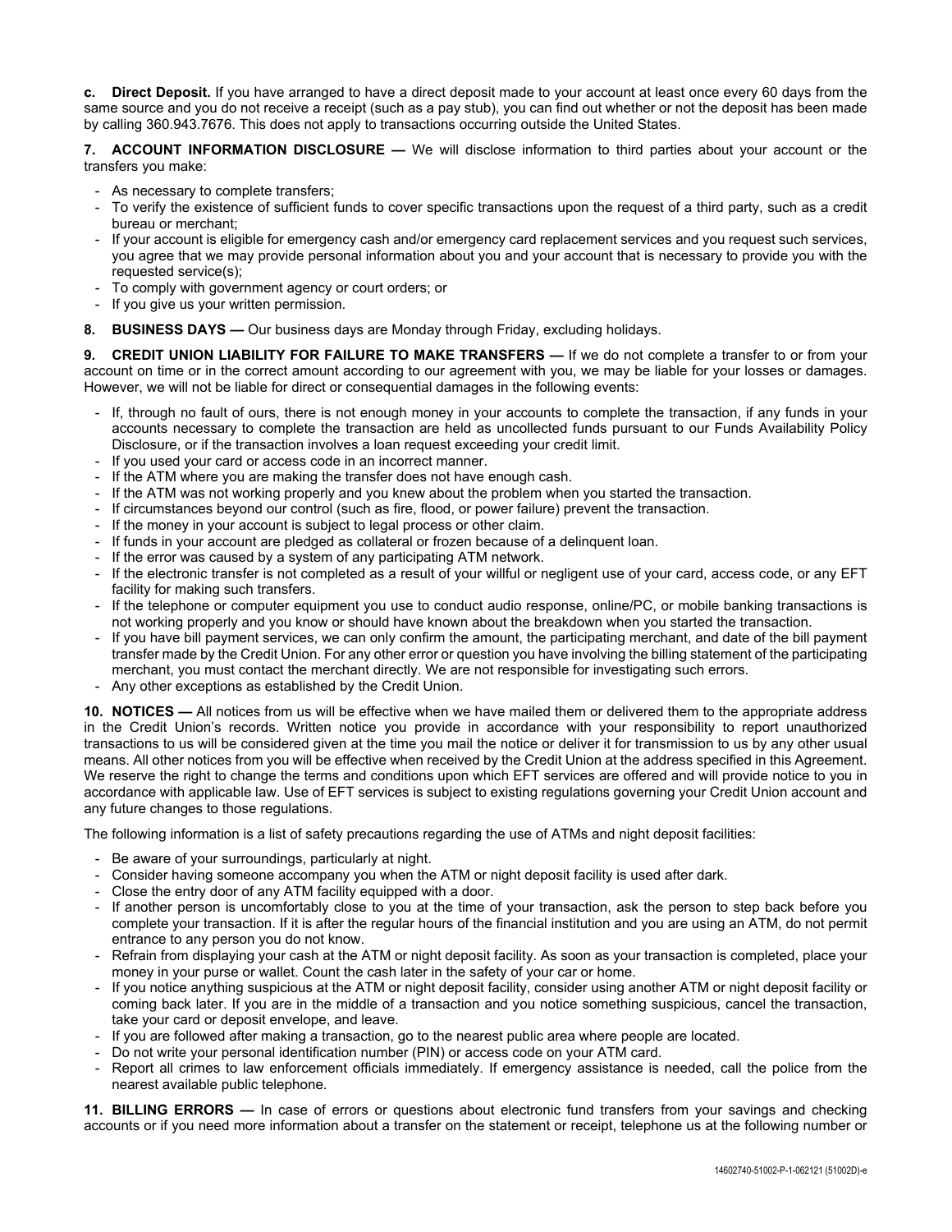**c. Direct Deposit.** If you have arranged to have a direct deposit made to your account at least once every 60 days from the same source and you do not receive a receipt (such as a pay stub), you can find out whether or not the deposit has been made by calling 360.943.7676. This does not apply to transactions occurring outside the United States.

**7. ACCOUNT INFORMATION DISCLOSURE —** We will disclose information to third parties about your account or the transfers you make:

- As necessary to complete transfers;
- To verify the existence of sufficient funds to cover specific transactions upon the request of a third party, such as a credit bureau or merchant;
- If your account is eligible for emergency cash and/or emergency card replacement services and you request such services, you agree that we may provide personal information about you and your account that is necessary to provide you with the requested service(s);
- To comply with government agency or court orders; or
- If you give us your written permission.

**8. BUSINESS DAYS —** Our business days are Monday through Friday, excluding holidays.

**9. CREDIT UNION LIABILITY FOR FAILURE TO MAKE TRANSFERS —** If we do not complete a transfer to or from your account on time or in the correct amount according to our agreement with you, we may be liable for your losses or damages. However, we will not be liable for direct or consequential damages in the following events:

- If, through no fault of ours, there is not enough money in your accounts to complete the transaction, if any funds in your accounts necessary to complete the transaction are held as uncollected funds pursuant to our Funds Availability Policy Disclosure, or if the transaction involves a loan request exceeding your credit limit.
- If you used your card or access code in an incorrect manner.
- If the ATM where you are making the transfer does not have enough cash.
- If the ATM was not working properly and you knew about the problem when you started the transaction.
- If circumstances beyond our control (such as fire, flood, or power failure) prevent the transaction.
- If the money in your account is subject to legal process or other claim.
- If funds in your account are pledged as collateral or frozen because of a delinquent loan.
- If the error was caused by a system of any participating ATM network.
- If the electronic transfer is not completed as a result of your willful or negligent use of your card, access code, or any EFT facility for making such transfers.
- If the telephone or computer equipment you use to conduct audio response, online/PC, or mobile banking transactions is not working properly and you know or should have known about the breakdown when you started the transaction.
- If you have bill payment services, we can only confirm the amount, the participating merchant, and date of the bill payment transfer made by the Credit Union. For any other error or question you have involving the billing statement of the participating merchant, you must contact the merchant directly. We are not responsible for investigating such errors.
- Any other exceptions as established by the Credit Union.

**10. NOTICES —** All notices from us will be effective when we have mailed them or delivered them to the appropriate address in the Credit Union's records. Written notice you provide in accordance with your responsibility to report unauthorized transactions to us will be considered given at the time you mail the notice or deliver it for transmission to us by any other usual means. All other notices from you will be effective when received by the Credit Union at the address specified in this Agreement. We reserve the right to change the terms and conditions upon which EFT services are offered and will provide notice to you in accordance with applicable law. Use of EFT services is subject to existing regulations governing your Credit Union account and any future changes to those regulations.

The following information is a list of safety precautions regarding the use of ATMs and night deposit facilities:

- Be aware of your surroundings, particularly at night.
- Consider having someone accompany you when the ATM or night deposit facility is used after dark.
- Close the entry door of any ATM facility equipped with a door.
- If another person is uncomfortably close to you at the time of your transaction, ask the person to step back before you complete your transaction. If it is after the regular hours of the financial institution and you are using an ATM, do not permit entrance to any person you do not know.
- Refrain from displaying your cash at the ATM or night deposit facility. As soon as your transaction is completed, place your money in your purse or wallet. Count the cash later in the safety of your car or home.
- If you notice anything suspicious at the ATM or night deposit facility, consider using another ATM or night deposit facility or coming back later. If you are in the middle of a transaction and you notice something suspicious, cancel the transaction, take your card or deposit envelope, and leave.
- If you are followed after making a transaction, go to the nearest public area where people are located.
- Do not write your personal identification number (PIN) or access code on your ATM card.
- Report all crimes to law enforcement officials immediately. If emergency assistance is needed, call the police from the nearest available public telephone.

**11. BILLING ERRORS —** In case of errors or questions about electronic fund transfers from your savings and checking accounts or if you need more information about a transfer on the statement or receipt, telephone us at the following number or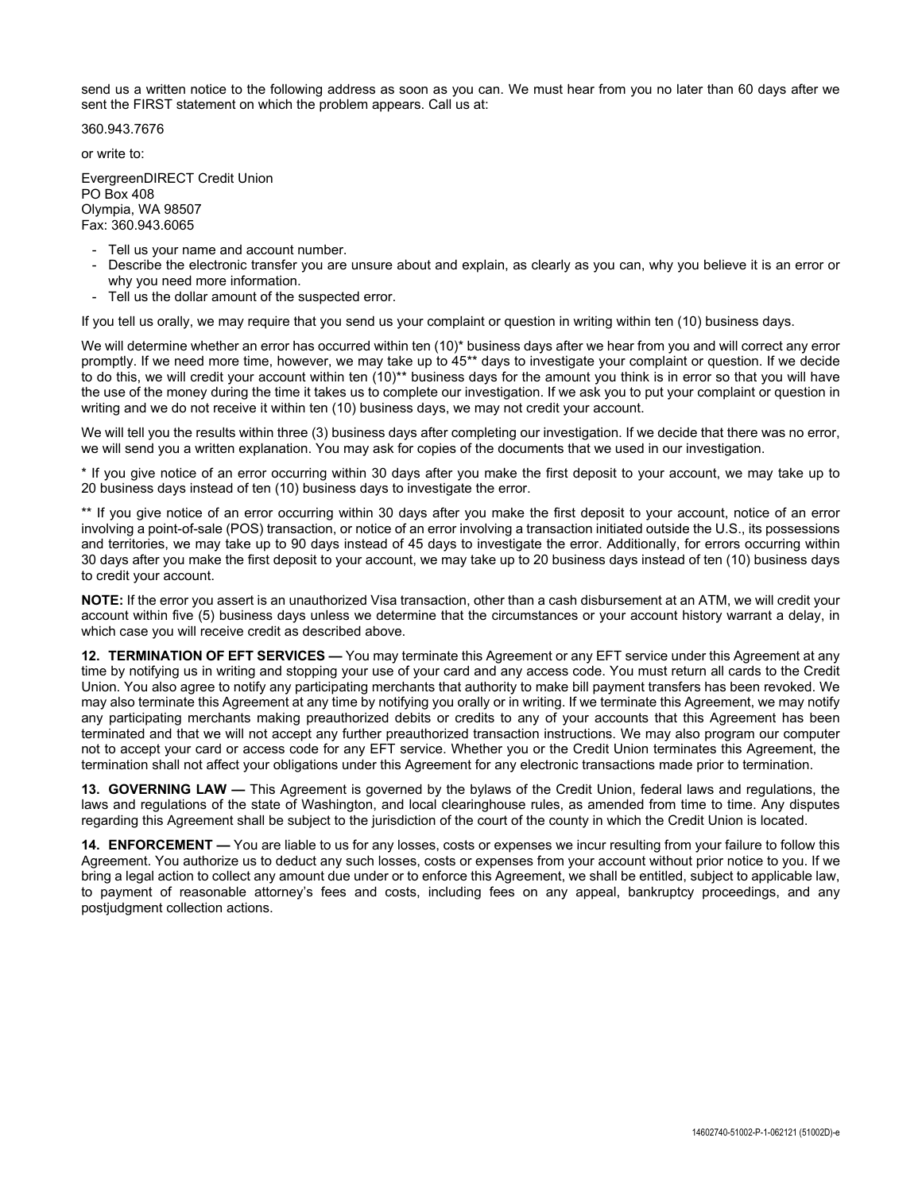send us a written notice to the following address as soon as you can. We must hear from you no later than 60 days after we sent the FIRST statement on which the problem appears. Call us at:

360.943.7676

or write to:

EvergreenDIRECT Credit Union
PO Box 408
Olympia, WA 98507
Fax: 360.943.6065

- Tell us your name and account number.
- Describe the electronic transfer you are unsure about and explain, as clearly as you can, why you believe it is an error or why you need more information.
- Tell us the dollar amount of the suspected error.

If you tell us orally, we may require that you send us your complaint or question in writing within ten (10) business days.

We will determine whether an error has occurred within ten (10)* business days after we hear from you and will correct any error promptly. If we need more time, however, we may take up to 45** days to investigate your complaint or question. If we decide to do this, we will credit your account within ten (10)** business days for the amount you think is in error so that you will have the use of the money during the time it takes us to complete our investigation. If we ask you to put your complaint or question in writing and we do not receive it within ten (10) business days, we may not credit your account.

We will tell you the results within three (3) business days after completing our investigation. If we decide that there was no error, we will send you a written explanation. You may ask for copies of the documents that we used in our investigation.

* If you give notice of an error occurring within 30 days after you make the first deposit to your account, we may take up to 20 business days instead of ten (10) business days to investigate the error.

** If you give notice of an error occurring within 30 days after you make the first deposit to your account, notice of an error involving a point-of-sale (POS) transaction, or notice of an error involving a transaction initiated outside the U.S., its possessions and territories, we may take up to 90 days instead of 45 days to investigate the error. Additionally, for errors occurring within 30 days after you make the first deposit to your account, we may take up to 20 business days instead of ten (10) business days to credit your account.

**NOTE:** If the error you assert is an unauthorized Visa transaction, other than a cash disbursement at an ATM, we will credit your account within five (5) business days unless we determine that the circumstances or your account history warrant a delay, in which case you will receive credit as described above.

**12. TERMINATION OF EFT SERVICES —** You may terminate this Agreement or any EFT service under this Agreement at any time by notifying us in writing and stopping your use of your card and any access code. You must return all cards to the Credit Union. You also agree to notify any participating merchants that authority to make bill payment transfers has been revoked. We may also terminate this Agreement at any time by notifying you orally or in writing. If we terminate this Agreement, we may notify any participating merchants making preauthorized debits or credits to any of your accounts that this Agreement has been terminated and that we will not accept any further preauthorized transaction instructions. We may also program our computer not to accept your card or access code for any EFT service. Whether you or the Credit Union terminates this Agreement, the termination shall not affect your obligations under this Agreement for any electronic transactions made prior to termination.

**13. GOVERNING LAW —** This Agreement is governed by the bylaws of the Credit Union, federal laws and regulations, the laws and regulations of the state of Washington, and local clearinghouse rules, as amended from time to time. Any disputes regarding this Agreement shall be subject to the jurisdiction of the court of the county in which the Credit Union is located.

**14. ENFORCEMENT —** You are liable to us for any losses, costs or expenses we incur resulting from your failure to follow this Agreement. You authorize us to deduct any such losses, costs or expenses from your account without prior notice to you. If we bring a legal action to collect any amount due under or to enforce this Agreement, we shall be entitled, subject to applicable law, to payment of reasonable attorney's fees and costs, including fees on any appeal, bankruptcy proceedings, and any postjudgment collection actions.

14602740-51002-P-1-062121 (51002D)-e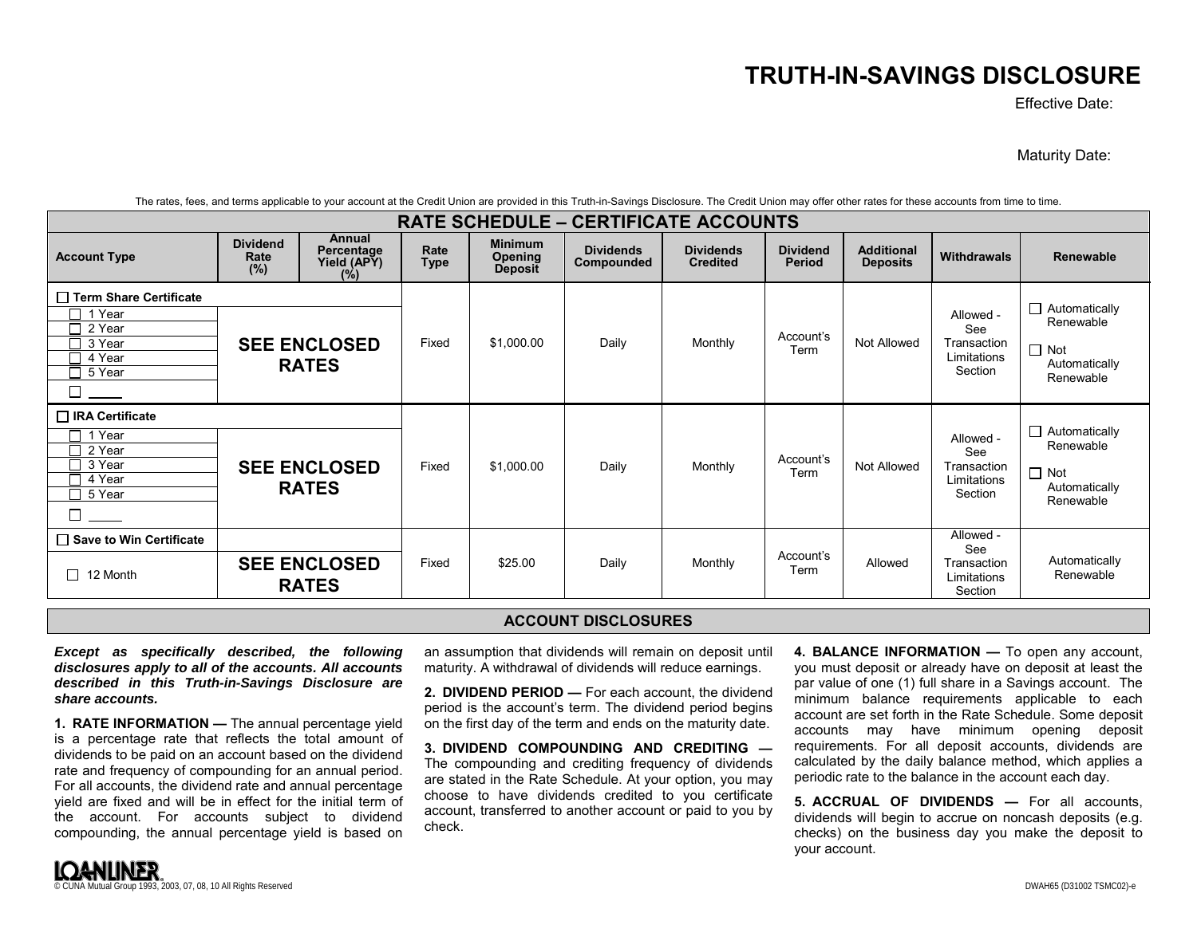# TRUTH-IN-SAVINGS DISCLOSURE

Effective Date:

Maturity Date:

The rates, fees, and terms applicable to your account at the Credit Union are provided in this Truth-in-Savings Disclosure. The Credit Union may offer other rates for these accounts from time to time.

## RATE SCHEDULE – CERTIFICATE ACCOUNTS

| Account Type | Dividend Rate (%) | Annual Percentage Yield (APY) (%) | Rate Type | Minimum Opening Deposit | Dividends Compounded | Dividends Credited | Dividend Period | Additional Deposits | Withdrawals | Renewable |
|---|---|---|---|---|---|---|---|---|---|---|
| ☐ **Term Share Certificate** ☐ 1 Year ☐ 2 Year ☐ 3 Year ☐ 4 Year ☐ 5 Year ☐ _____ | **SEE ENCLOSED RATES** | | Fixed | $1,000.00 | Daily | Monthly | Account's Term | Not Allowed | Allowed - See Transaction Limitations Section | ☐ Automatically Renewable ☐ Not Automatically Renewable |
| ☐ **IRA Certificate** ☐ 1 Year ☐ 2 Year ☐ 3 Year ☐ 4 Year ☐ 5 Year ☐ _____ | **SEE ENCLOSED RATES** | | Fixed | $1,000.00 | Daily | Monthly | Account's Term | Not Allowed | Allowed - See Transaction Limitations Section | ☐ Automatically Renewable ☐ Not Automatically Renewable |
| ☐ **Save to Win Certificate** ☐ 12 Month | **SEE ENCLOSED RATES** | | Fixed | $25.00 | Daily | Monthly | Account's Term | Allowed | Allowed - See Transaction Limitations Section | Automatically Renewable |

## ACCOUNT DISCLOSURES

***Except as specifically described, the following disclosures apply to all of the accounts. All accounts described in this Truth-in-Savings Disclosure are share accounts.***

**1. RATE INFORMATION —** The annual percentage yield is a percentage rate that reflects the total amount of dividends to be paid on an account based on the dividend rate and frequency of compounding for an annual period. For all accounts, the dividend rate and annual percentage yield are fixed and will be in effect for the initial term of the account. For accounts subject to dividend compounding, the annual percentage yield is based on an assumption that dividends will remain on deposit until maturity. A withdrawal of dividends will reduce earnings.

**2. DIVIDEND PERIOD —** For each account, the dividend period is the account's term. The dividend period begins on the first day of the term and ends on the maturity date.

**3. DIVIDEND COMPOUNDING AND CREDITING —** The compounding and crediting frequency of dividends are stated in the Rate Schedule. At your option, you may choose to have dividends credited to you certificate account, transferred to another account or paid to you by check.

**4. BALANCE INFORMATION —** To open any account, you must deposit or already have on deposit at least the par value of one (1) full share in a Savings account. The minimum balance requirements applicable to each account are set forth in the Rate Schedule. Some deposit accounts may have minimum opening deposit requirements. For all deposit accounts, dividends are calculated by the daily balance method, which applies a periodic rate to the balance in the account each day.

**5. ACCRUAL OF DIVIDENDS —** For all accounts, dividends will begin to accrue on noncash deposits (e.g. checks) on the business day you make the deposit to your account.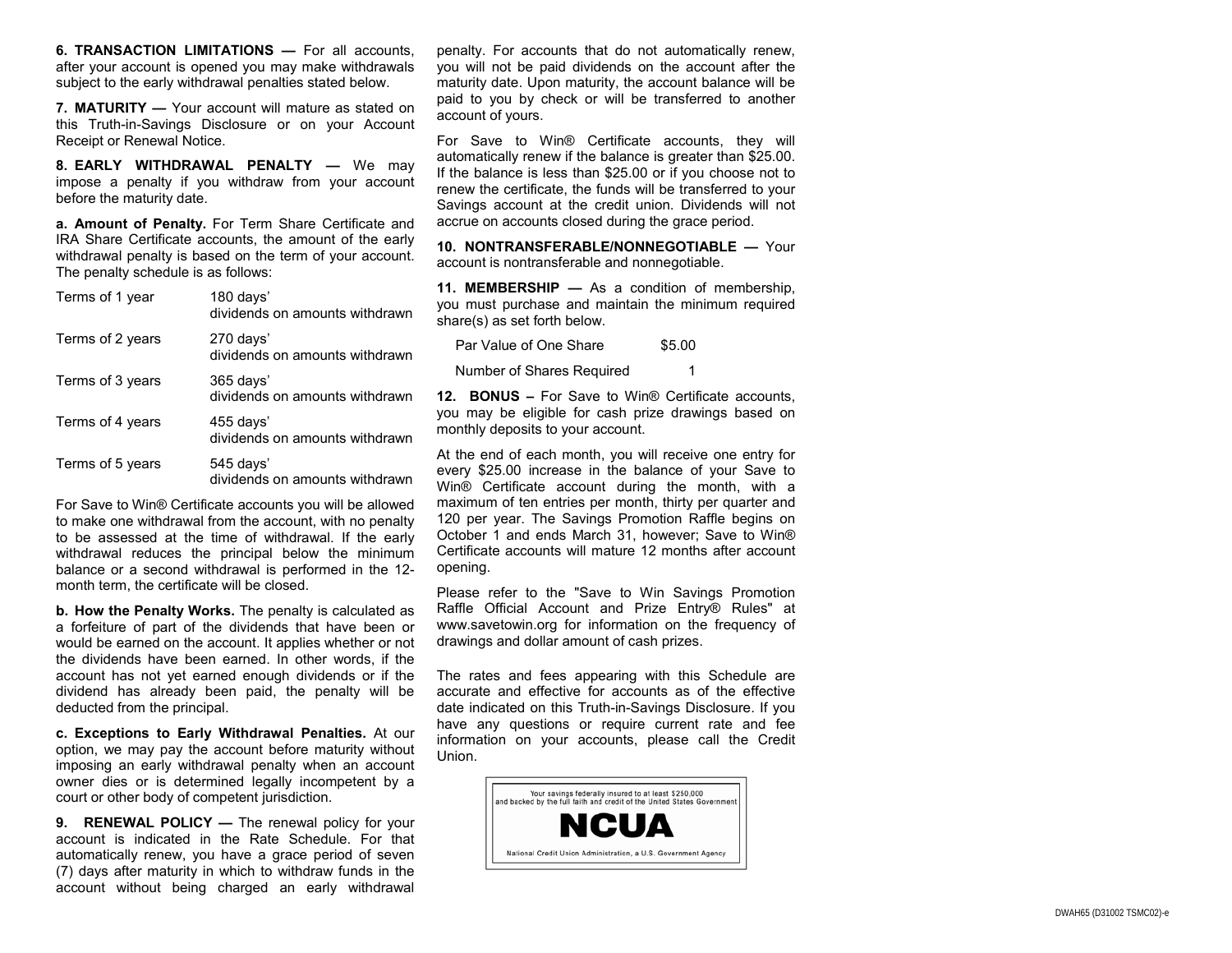**6. TRANSACTION LIMITATIONS —** For all accounts, after your account is opened you may make withdrawals subject to the early withdrawal penalties stated below.

**7. MATURITY —** Your account will mature as stated on this Truth-in-Savings Disclosure or on your Account Receipt or Renewal Notice.

**8. EARLY WITHDRAWAL PENALTY —** We may impose a penalty if you withdraw from your account before the maturity date.

**a. Amount of Penalty.** For Term Share Certificate and IRA Share Certificate accounts, the amount of the early withdrawal penalty is based on the term of your account. The penalty schedule is as follows:

| Term | Penalty |
|---|---|
| Terms of 1 year | 180 days' dividends on amounts withdrawn |
| Terms of 2 years | 270 days' dividends on amounts withdrawn |
| Terms of 3 years | 365 days' dividends on amounts withdrawn |
| Terms of 4 years | 455 days' dividends on amounts withdrawn |
| Terms of 5 years | 545 days' dividends on amounts withdrawn |

For Save to Win® Certificate accounts you will be allowed to make one withdrawal from the account, with no penalty to be assessed at the time of withdrawal. If the early withdrawal reduces the principal below the minimum balance or a second withdrawal is performed in the 12-month term, the certificate will be closed.

**b. How the Penalty Works.** The penalty is calculated as a forfeiture of part of the dividends that have been or would be earned on the account. It applies whether or not the dividends have been earned. In other words, if the account has not yet earned enough dividends or if the dividend has already been paid, the penalty will be deducted from the principal.

**c. Exceptions to Early Withdrawal Penalties.** At our option, we may pay the account before maturity without imposing an early withdrawal penalty when an account owner dies or is determined legally incompetent by a court or other body of competent jurisdiction.

**9. RENEWAL POLICY —** The renewal policy for your account is indicated in the Rate Schedule. For that automatically renew, you have a grace period of seven (7) days after maturity in which to withdraw funds in the account without being charged an early withdrawal penalty. For accounts that do not automatically renew, you will not be paid dividends on the account after the maturity date. Upon maturity, the account balance will be paid to you by check or will be transferred to another account of yours.

For Save to Win® Certificate accounts, they will automatically renew if the balance is greater than $25.00. If the balance is less than $25.00 or if you choose not to renew the certificate, the funds will be transferred to your Savings account at the credit union. Dividends will not accrue on accounts closed during the grace period.

**10. NONTRANSFERABLE/NONNEGOTIABLE —** Your account is nontransferable and nonnegotiable.

**11. MEMBERSHIP —** As a condition of membership, you must purchase and maintain the minimum required share(s) as set forth below.

| | |
|---|---|
| Par Value of One Share | $5.00 |
| Number of Shares Required | 1 |

**12. BONUS –** For Save to Win® Certificate accounts, you may be eligible for cash prize drawings based on monthly deposits to your account.

At the end of each month, you will receive one entry for every $25.00 increase in the balance of your Save to Win® Certificate account during the month, with a maximum of ten entries per month, thirty per quarter and 120 per year. The Savings Promotion Raffle begins on October 1 and ends March 31, however; Save to Win® Certificate accounts will mature 12 months after account opening.

Please refer to the "Save to Win Savings Promotion Raffle Official Account and Prize Entry® Rules" at www.savetowin.org for information on the frequency of drawings and dollar amount of cash prizes.

The rates and fees appearing with this Schedule are accurate and effective for accounts as of the effective date indicated on this Truth-in-Savings Disclosure. If you have any questions or require current rate and fee information on your accounts, please call the Credit Union.

Your savings federally insured to at least $250,000 and backed by the full faith and credit of the United States Government

**NCUA**

National Credit Union Administration, a U.S. Government Agency

DWAH65 (D31002 TSMC02)-e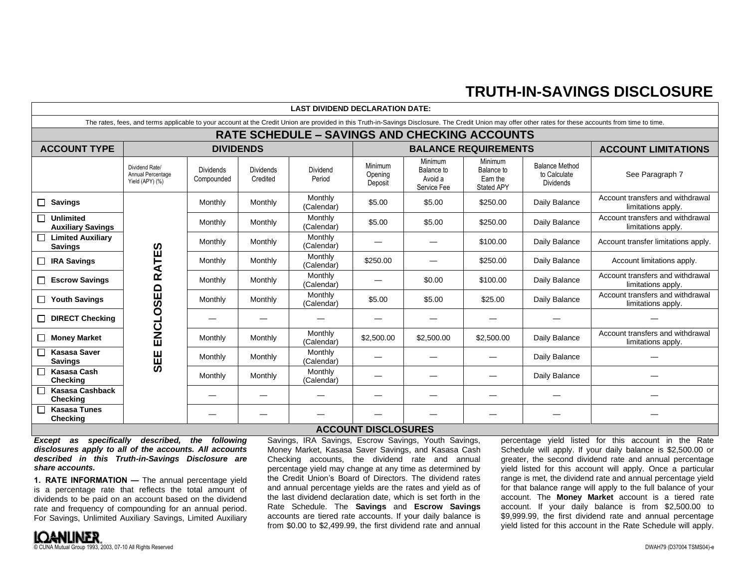# TRUTH-IN-SAVINGS DISCLOSURE

**LAST DIVIDEND DECLARATION DATE:**

The rates, fees, and terms applicable to your account at the Credit Union are provided in this Truth-in-Savings Disclosure. The Credit Union may offer other rates for these accounts from time to time.

## RATE SCHEDULE – SAVINGS AND CHECKING ACCOUNTS

| ACCOUNT TYPE | DIVIDENDS | | | | BALANCE REQUIREMENTS | | | | ACCOUNT LIMITATIONS |
|---|---|---|---|---|---|---|---|---|---|
| | Dividend Rate/ Annual Percentage Yield (APY) (%) | Dividends Compounded | Dividends Credited | Dividend Period | Minimum Opening Deposit | Minimum Balance to Avoid a Service Fee | Minimum Balance to Earn the Stated APY | Balance Method to Calculate Dividends | See Paragraph 7 |
| ☐ **Savings** | SEE ENCLOSED RATES | Monthly | Monthly | Monthly (Calendar) | $5.00 | $5.00 | $250.00 | Daily Balance | Account transfers and withdrawal limitations apply. |
| ☐ **Unlimited Auxiliary Savings** | | Monthly | Monthly | Monthly (Calendar) | $5.00 | $5.00 | $250.00 | Daily Balance | Account transfers and withdrawal limitations apply. |
| ☐ **Limited Auxiliary Savings** | | Monthly | Monthly | Monthly (Calendar) | — | — | $100.00 | Daily Balance | Account transfer limitations apply. |
| ☐ **IRA Savings** | | Monthly | Monthly | Monthly (Calendar) | $250.00 | — | $250.00 | Daily Balance | Account limitations apply. |
| ☐ **Escrow Savings** | | Monthly | Monthly | Monthly (Calendar) | — | $0.00 | $100.00 | Daily Balance | Account transfers and withdrawal limitations apply. |
| ☐ **Youth Savings** | | Monthly | Monthly | Monthly (Calendar) | $5.00 | $5.00 | $25.00 | Daily Balance | Account transfers and withdrawal limitations apply. |
| ☐ **DIRECT Checking** | | — | — | — | — | — | — | — | — |
| ☐ **Money Market** | | Monthly | Monthly | Monthly (Calendar) | $2,500.00 | $2,500.00 | $2,500.00 | Daily Balance | Account transfers and withdrawal limitations apply. |
| ☐ **Kasasa Saver Savings** | | Monthly | Monthly | Monthly (Calendar) | — | — | — | Daily Balance | — |
| ☐ **Kasasa Cash Checking** | | Monthly | Monthly | Monthly (Calendar) | — | — | — | Daily Balance | — |
| ☐ **Kasasa Cashback Checking** | | — | — | — | — | — | — | — | — |
| ☐ **Kasasa Tunes Checking** | | — | — | — | — | — | — | — | — |

## ACCOUNT DISCLOSURES

***Except as specifically described, the following disclosures apply to all of the accounts. All accounts described in this Truth-in-Savings Disclosure are share accounts.***

**1. RATE INFORMATION —** The annual percentage yield is a percentage rate that reflects the total amount of dividends to be paid on an account based on the dividend rate and frequency of compounding for an annual period. For Savings, Unlimited Auxiliary Savings, Limited Auxiliary Savings, IRA Savings, Escrow Savings, Youth Savings, Money Market, Kasasa Saver Savings, and Kasasa Cash Checking accounts, the dividend rate and annual percentage yield may change at any time as determined by the Credit Union's Board of Directors. The dividend rates and annual percentage yields are the rates and yield as of the last dividend declaration date, which is set forth in the Rate Schedule. The **Savings** and **Escrow Savings** accounts are tiered rate accounts. If your daily balance is from $0.00 to $2,499.99, the first dividend rate and annual percentage yield listed for this account in the Rate Schedule will apply. If your daily balance is $2,500.00 or greater, the second dividend rate and annual percentage yield listed for this account will apply. Once a particular range is met, the dividend rate and annual percentage yield for that balance range will apply to the full balance of your account. The **Money Market** account is a tiered rate account. If your daily balance is from $2,500.00 to $9,999.99, the first dividend rate and annual percentage yield listed for this account in the Rate Schedule will apply.

LOANLINER
© CUNA Mutual Group 1993, 2003, 07-10 All Rights Reserved

DWAH79 (D37004 TSMS04)-e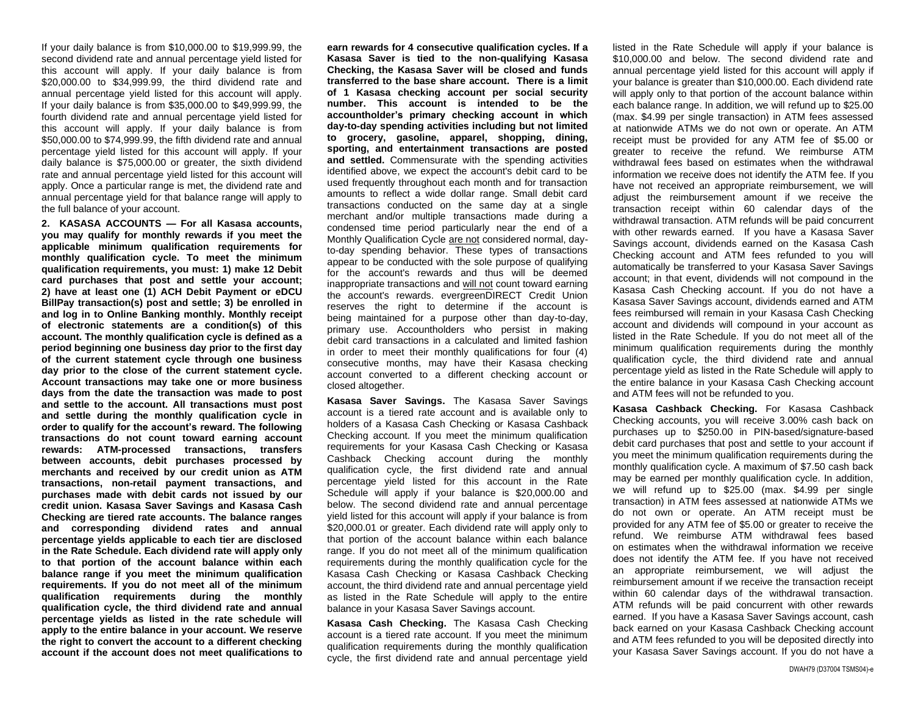If your daily balance is from $10,000.00 to $19,999.99, the second dividend rate and annual percentage yield listed for this account will apply. If your daily balance is from $20,000.00 to $34,999.99, the third dividend rate and annual percentage yield listed for this account will apply. If your daily balance is from $35,000.00 to $49,999.99, the fourth dividend rate and annual percentage yield listed for this account will apply. If your daily balance is from $50,000.00 to $74,999.99, the fifth dividend rate and annual percentage yield listed for this account will apply. If your daily balance is $75,000.00 or greater, the sixth dividend rate and annual percentage yield listed for this account will apply. Once a particular range is met, the dividend rate and annual percentage yield for that balance range will apply to the full balance of your account.

**2. KASASA ACCOUNTS — For all Kasasa accounts, you may qualify for monthly rewards if you meet the applicable minimum qualification requirements for monthly qualification cycle. To meet the minimum qualification requirements, you must: 1) make 12 Debit card purchases that post and settle your account; 2) have at least one (1) ACH Debit Payment or eDCU BillPay transaction(s) post and settle; 3) be enrolled in and log in to Online Banking monthly. Monthly receipt of electronic statements are a condition(s) of this account. The monthly qualification cycle is defined as a period beginning one business day prior to the first day of the current statement cycle through one business day prior to the close of the current statement cycle. Account transactions may take one or more business days from the date the transaction was made to post and settle to the account. All transactions must post and settle during the monthly qualification cycle in order to qualify for the account's reward. The following transactions do not count toward earning account rewards: ATM-processed transactions, transfers between accounts, debit purchases processed by merchants and received by our credit union as ATM transactions, non-retail payment transactions, and purchases made with debit cards not issued by our credit union. Kasasa Saver Savings and Kasasa Cash Checking are tiered rate accounts. The balance ranges and corresponding dividend rates and annual percentage yields applicable to each tier are disclosed in the Rate Schedule. Each dividend rate will apply only to that portion of the account balance within each balance range if you meet the minimum qualification requirements. If you do not meet all of the minimum qualification requirements during the monthly qualification cycle, the third dividend rate and annual percentage yields as listed in the rate schedule will apply to the entire balance in your account. We reserve the right to convert the account to a different checking account if the account does not meet qualifications to earn rewards for 4 consecutive qualification cycles. If a Kasasa Saver is tied to the non-qualifying Kasasa Checking, the Kasasa Saver will be closed and funds transferred to the base share account. There is a limit of 1 Kasasa checking account per social security number. This account is intended to be the accountholder's primary checking account in which day-to-day spending activities including but not limited to grocery, gasoline, apparel, shopping, dining, sporting, and entertainment transactions are posted and settled.** Commensurate with the spending activities identified above, we expect the account's debit card to be used frequently throughout each month and for transaction amounts to reflect a wide dollar range. Small debit card transactions conducted on the same day at a single merchant and/or multiple transactions made during a condensed time period particularly near the end of a Monthly Qualification Cycle are not considered normal, day-to-day spending behavior. These types of transactions appear to be conducted with the sole purpose of qualifying for the account's rewards and thus will be deemed inappropriate transactions and will not count toward earning the account's rewards. evergreenDIRECT Credit Union reserves the right to determine if the account is being maintained for a purpose other than day-to-day, primary use. Accountholders who persist in making debit card transactions in a calculated and limited fashion in order to meet their monthly qualifications for four (4) consecutive months, may have their Kasasa checking account converted to a different checking account or closed altogether.

**Kasasa Saver Savings.** The Kasasa Saver Savings account is a tiered rate account and is available only to holders of a Kasasa Cash Checking or Kasasa Cashback Checking account. If you meet the minimum qualification requirements for your Kasasa Cash Checking or Kasasa Cashback Checking account during the monthly qualification cycle, the first dividend rate and annual percentage yield listed for this account in the Rate Schedule will apply if your balance is $20,000.00 and below. The second dividend rate and annual percentage yield listed for this account will apply if your balance is from $20,000.01 or greater. Each dividend rate will apply only to that portion of the account balance within each balance range. If you do not meet all of the minimum qualification requirements during the monthly qualification cycle for the Kasasa Cash Checking or Kasasa Cashback Checking account, the third dividend rate and annual percentage yield as listed in the Rate Schedule will apply to the entire balance in your Kasasa Saver Savings account.

**Kasasa Cash Checking.** The Kasasa Cash Checking account is a tiered rate account. If you meet the minimum qualification requirements during the monthly qualification cycle, the first dividend rate and annual percentage yield listed in the Rate Schedule will apply if your balance is $10,000.00 and below. The second dividend rate and annual percentage yield listed for this account will apply if your balance is greater than $10,000.00. Each dividend rate will apply only to that portion of the account balance within each balance range. In addition, we will refund up to $25.00 (max. $4.99 per single transaction) in ATM fees assessed at nationwide ATMs we do not own or operate. An ATM receipt must be provided for any ATM fee of $5.00 or greater to receive the refund. We reimburse ATM withdrawal fees based on estimates when the withdrawal information we receive does not identify the ATM fee. If you have not received an appropriate reimbursement, we will adjust the reimbursement amount if we receive the transaction receipt within 60 calendar days of the withdrawal transaction. ATM refunds will be paid concurrent with other rewards earned. If you have a Kasasa Saver Savings account, dividends earned on the Kasasa Cash Checking account and ATM fees refunded to you will automatically be transferred to your Kasasa Saver Savings account; in that event, dividends will not compound in the Kasasa Cash Checking account. If you do not have a Kasasa Saver Savings account, dividends earned and ATM fees reimbursed will remain in your Kasasa Cash Checking account and dividends will compound in your account as listed in the Rate Schedule. If you do not meet all of the minimum qualification requirements during the monthly qualification cycle, the third dividend rate and annual percentage yield as listed in the Rate Schedule will apply to the entire balance in your Kasasa Cash Checking account and ATM fees will not be refunded to you.

**Kasasa Cashback Checking.** For Kasasa Cashback Checking accounts, you will receive 3.00% cash back on purchases up to $250.00 in PIN-based/signature-based debit card purchases that post and settle to your account if you meet the minimum qualification requirements during the monthly qualification cycle. A maximum of $7.50 cash back may be earned per monthly qualification cycle. In addition, we will refund up to $25.00 (max. $4.99 per single transaction) in ATM fees assessed at nationwide ATMs we do not own or operate. An ATM receipt must be provided for any ATM fee of $5.00 or greater to receive the refund. We reimburse ATM withdrawal fees based on estimates when the withdrawal information we receive does not identify the ATM fee. If you have not received an appropriate reimbursement, we will adjust the reimbursement amount if we receive the transaction receipt within 60 calendar days of the withdrawal transaction. ATM refunds will be paid concurrent with other rewards earned. If you have a Kasasa Saver Savings account, cash back earned on your Kasasa Cashback Checking account and ATM fees refunded to you will be deposited directly into your Kasasa Saver Savings account. If you do not have a

DWAH79 (D37004 TSMS04)-e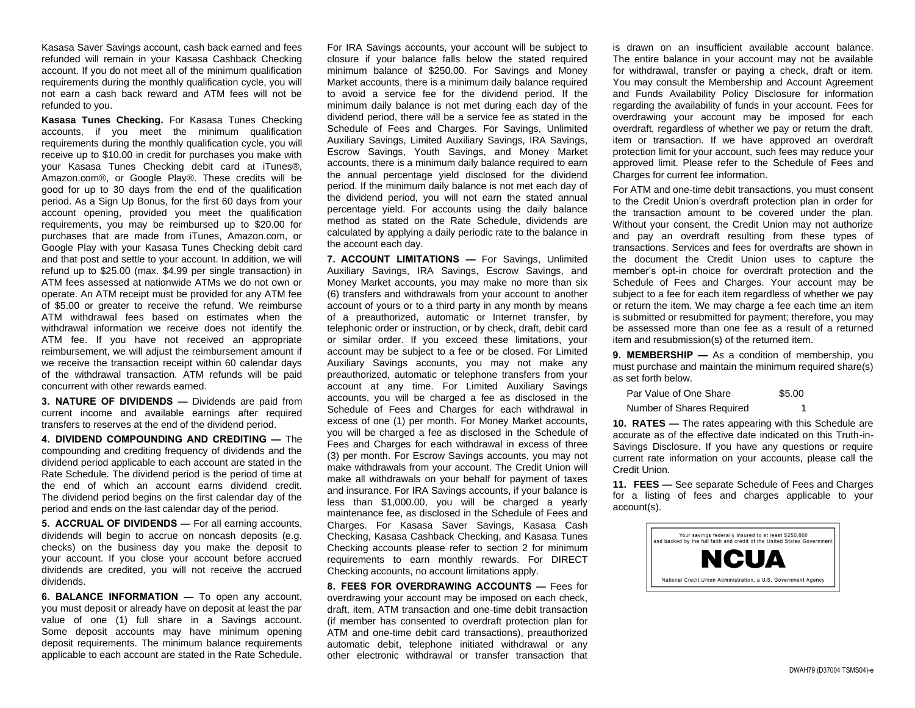Kasasa Saver Savings account, cash back earned and fees refunded will remain in your Kasasa Cashback Checking account. If you do not meet all of the minimum qualification requirements during the monthly qualification cycle, you will not earn a cash back reward and ATM fees will not be refunded to you.

**Kasasa Tunes Checking.** For Kasasa Tunes Checking accounts, if you meet the minimum qualification requirements during the monthly qualification cycle, you will receive up to $10.00 in credit for purchases you make with your Kasasa Tunes Checking debit card at iTunes®, Amazon.com®, or Google Play®. These credits will be good for up to 30 days from the end of the qualification period. As a Sign Up Bonus, for the first 60 days from your account opening, provided you meet the qualification requirements, you may be reimbursed up to $20.00 for purchases that are made from iTunes, Amazon.com, or Google Play with your Kasasa Tunes Checking debit card and that post and settle to your account. In addition, we will refund up to $25.00 (max. $4.99 per single transaction) in ATM fees assessed at nationwide ATMs we do not own or operate. An ATM receipt must be provided for any ATM fee of $5.00 or greater to receive the refund. We reimburse ATM withdrawal fees based on estimates when the withdrawal information we receive does not identify the ATM fee. If you have not received an appropriate reimbursement, we will adjust the reimbursement amount if we receive the transaction receipt within 60 calendar days of the withdrawal transaction. ATM refunds will be paid concurrent with other rewards earned.

**3. NATURE OF DIVIDENDS —** Dividends are paid from current income and available earnings after required transfers to reserves at the end of the dividend period.

**4. DIVIDEND COMPOUNDING AND CREDITING —** The compounding and crediting frequency of dividends and the dividend period applicable to each account are stated in the Rate Schedule. The dividend period is the period of time at the end of which an account earns dividend credit. The dividend period begins on the first calendar day of the period and ends on the last calendar day of the period.

**5. ACCRUAL OF DIVIDENDS —** For all earning accounts, dividends will begin to accrue on noncash deposits (e.g. checks) on the business day you make the deposit to your account. If you close your account before accrued dividends are credited, you will not receive the accrued dividends.

**6. BALANCE INFORMATION —** To open any account, you must deposit or already have on deposit at least the par value of one (1) full share in a Savings account. Some deposit accounts may have minimum opening deposit requirements. The minimum balance requirements applicable to each account are stated in the Rate Schedule. For IRA Savings accounts, your account will be subject to closure if your balance falls below the stated required minimum balance of $250.00. For Savings and Money Market accounts, there is a minimum daily balance required to avoid a service fee for the dividend period. If the minimum daily balance is not met during each day of the dividend period, there will be a service fee as stated in the Schedule of Fees and Charges. For Savings, Unlimited Auxiliary Savings, Limited Auxiliary Savings, IRA Savings, Escrow Savings, Youth Savings, and Money Market accounts, there is a minimum daily balance required to earn the annual percentage yield disclosed for the dividend period. If the minimum daily balance is not met each day of the dividend period, you will not earn the stated annual percentage yield. For accounts using the daily balance method as stated on the Rate Schedule, dividends are calculated by applying a daily periodic rate to the balance in the account each day.

**7. ACCOUNT LIMITATIONS —** For Savings, Unlimited Auxiliary Savings, IRA Savings, Escrow Savings, and Money Market accounts, you may make no more than six (6) transfers and withdrawals from your account to another account of yours or to a third party in any month by means of a preauthorized, automatic or Internet transfer, by telephonic order or instruction, or by check, draft, debit card or similar order. If you exceed these limitations, your account may be subject to a fee or be closed. For Limited Auxiliary Savings accounts, you may not make any preauthorized, automatic or telephone transfers from your account at any time. For Limited Auxiliary Savings accounts, you will be charged a fee as disclosed in the Schedule of Fees and Charges for each withdrawal in excess of one (1) per month. For Money Market accounts, you will be charged a fee as disclosed in the Schedule of Fees and Charges for each withdrawal in excess of three (3) per month. For Escrow Savings accounts, you may not make withdrawals from your account. The Credit Union will make all withdrawals on your behalf for payment of taxes and insurance. For IRA Savings accounts, if your balance is less than $1,000.00, you will be charged a yearly maintenance fee, as disclosed in the Schedule of Fees and Charges. For Kasasa Saver Savings, Kasasa Cash Checking, Kasasa Cashback Checking, and Kasasa Tunes Checking accounts please refer to section 2 for minimum requirements to earn monthly rewards. For DIRECT Checking accounts, no account limitations apply.

**8. FEES FOR OVERDRAWING ACCOUNTS —** Fees for overdrawing your account may be imposed on each check, draft, item, ATM transaction and one-time debit transaction (if member has consented to overdraft protection plan for ATM and one-time debit card transactions), preauthorized automatic debit, telephone initiated withdrawal or any other electronic withdrawal or transfer transaction that is drawn on an insufficient available account balance. The entire balance in your account may not be available for withdrawal, transfer or paying a check, draft or item. You may consult the Membership and Account Agreement and Funds Availability Policy Disclosure for information regarding the availability of funds in your account. Fees for overdrawing your account may be imposed for each overdraft, regardless of whether we pay or return the draft, item or transaction. If we have approved an overdraft protection limit for your account, such fees may reduce your approved limit. Please refer to the Schedule of Fees and Charges for current fee information.

For ATM and one-time debit transactions, you must consent to the Credit Union's overdraft protection plan in order for the transaction amount to be covered under the plan. Without your consent, the Credit Union may not authorize and pay an overdraft resulting from these types of transactions. Services and fees for overdrafts are shown in the document the Credit Union uses to capture the member's opt-in choice for overdraft protection and the Schedule of Fees and Charges. Your account may be subject to a fee for each item regardless of whether we pay or return the item. We may charge a fee each time an item is submitted or resubmitted for payment; therefore, you may be assessed more than one fee as a result of a returned item and resubmission(s) of the returned item.

**9. MEMBERSHIP —** As a condition of membership, you must purchase and maintain the minimum required share(s) as set forth below.

| | |
|---|---|
| Par Value of One Share | $5.00 |
| Number of Shares Required | 1 |

**10. RATES —** The rates appearing with this Schedule are accurate as of the effective date indicated on this Truth-in-Savings Disclosure. If you have any questions or require current rate information on your accounts, please call the Credit Union.

**11. FEES —** See separate Schedule of Fees and Charges for a listing of fees and charges applicable to your account(s).

Your savings federally insured to at least $250,000
and backed by the full faith and credit of the United States Government

NCUA

National Credit Union Administration, a U.S. Government Agency

DWAH79 (D37004 TSMS04)-e